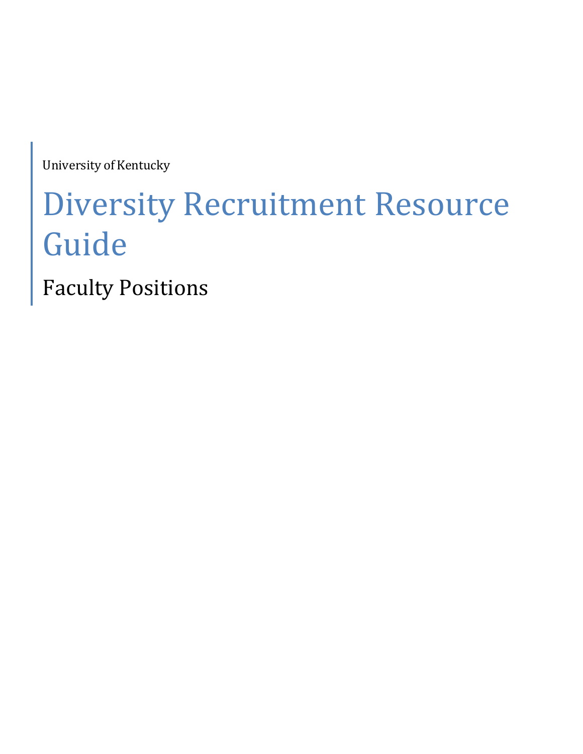University of Kentucky

# Diversity Recruitment Resource Guide

## Faculty Positions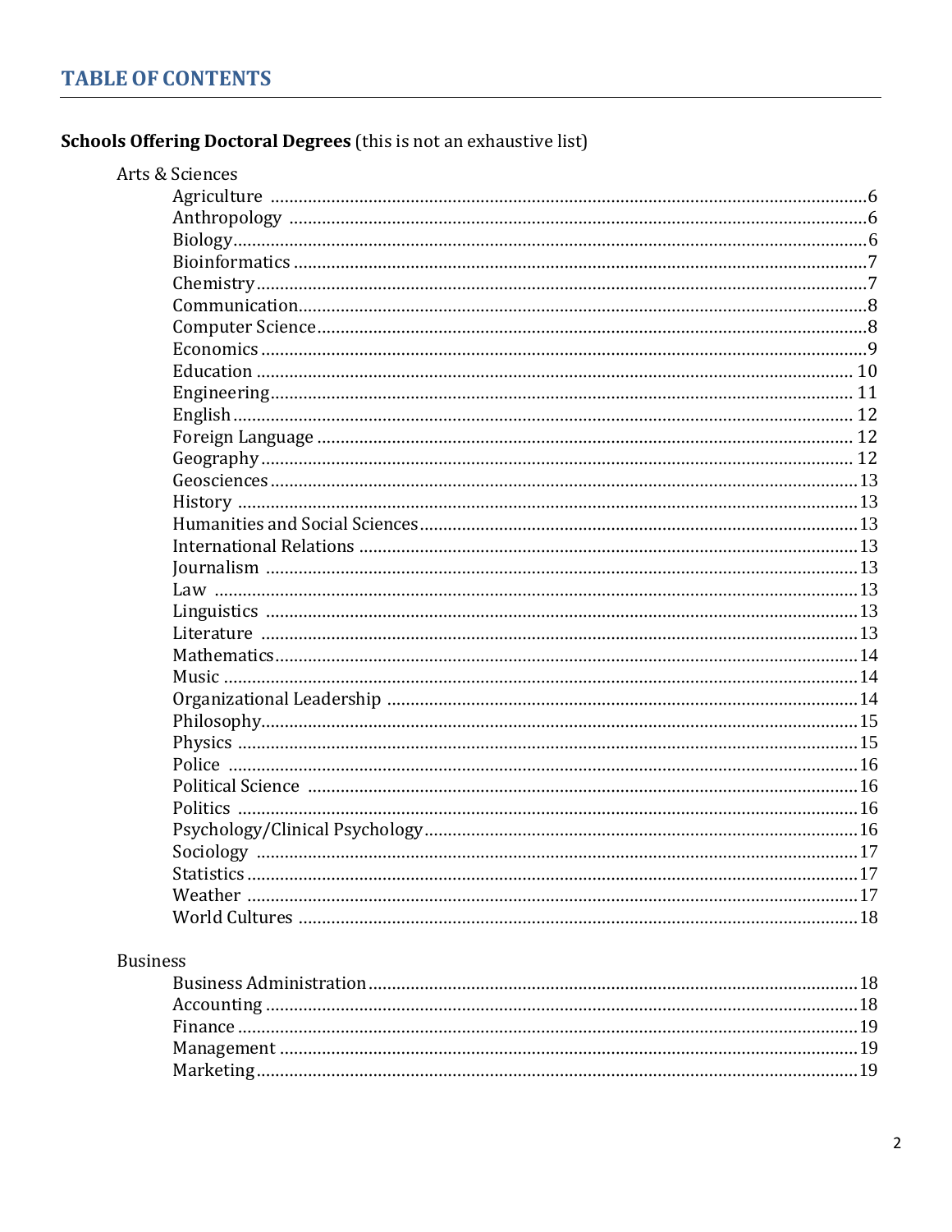# TABLE OF CONTENTS

**Schools Offering Doctoral Degrees** (this is not an exhaustive list)

Arts & Sciences

- Agriculture ........................................ 6
- Anthropology ........................................ 6
- Biology ........................................ 6
- Bioinformatics ........................................ 7
- Chemistry ........................................ 7
- Communication ........................................ 8
- Computer Science ........................................ 8
- Economics ........................................ 9
- Education ........................................ 10
- Engineering ........................................ 11
- English ........................................ 12
- Foreign Language ........................................ 12
- Geography ........................................ 12
- Geosciences ........................................ 13
- History ........................................ 13
- Humanities and Social Sciences ........................................ 13
- International Relations ........................................ 13
- Journalism ........................................ 13
- Law ........................................ 13
- Linguistics ........................................ 13
- Literature ........................................ 13
- Mathematics ........................................ 14
- Music ........................................ 14
- Organizational Leadership ........................................ 14
- Philosophy ........................................ 15
- Physics ........................................ 15
- Police ........................................ 16
- Political Science ........................................ 16
- Politics ........................................ 16
- Psychology/Clinical Psychology ........................................ 16
- Sociology ........................................ 17
- Statistics ........................................ 17
- Weather ........................................ 17
- World Cultures ........................................ 18

Business

- Business Administration ........................................ 18
- Accounting ........................................ 18
- Finance ........................................ 19
- Management ........................................ 19
- Marketing ........................................ 19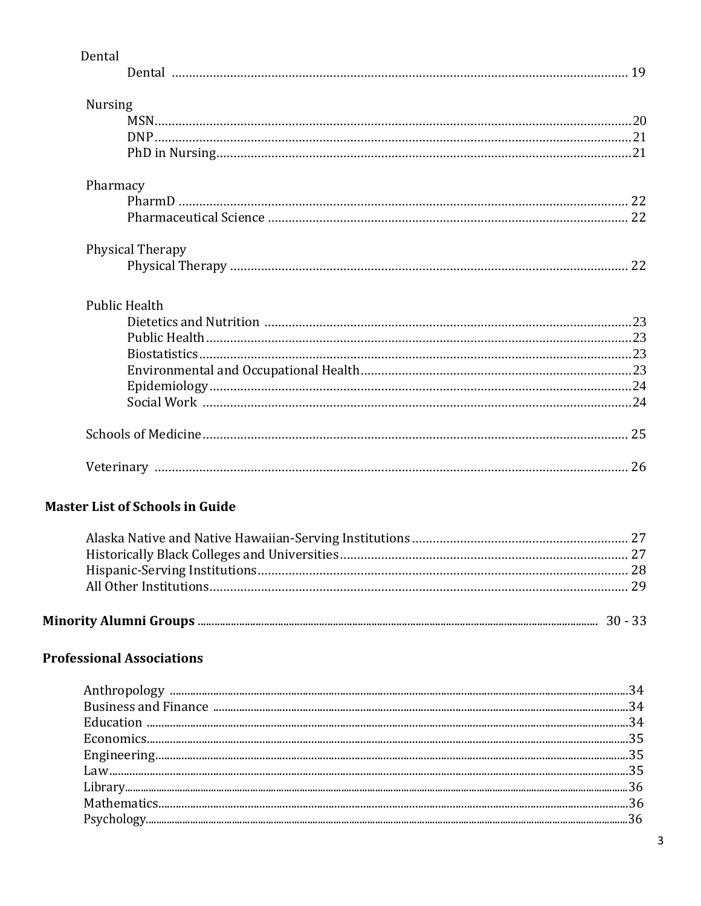Dental

- Dental ..... 19

Nursing

- MSN ..... 20
- DNP ..... 21
- PhD in Nursing ..... 21

Pharmacy

- PharmD ..... 22
- Pharmaceutical Science ..... 22

Physical Therapy

- Physical Therapy ..... 22

Public Health

- Dietetics and Nutrition ..... 23
- Public Health ..... 23
- Biostatistics ..... 23
- Environmental and Occupational Health ..... 23
- Epidemiology ..... 24
- Social Work ..... 24

Schools of Medicine ..... 25

Veterinary ..... 26

**Master List of Schools in Guide**

- Alaska Native and Native Hawaiian-Serving Institutions ..... 27
- Historically Black Colleges and Universities ..... 27
- Hispanic-Serving Institutions ..... 28
- All Other Institutions ..... 29

**Minority Alumni Groups** ..... 30 - 33

**Professional Associations**

- Anthropology ..... 34
- Business and Finance ..... 34
- Education ..... 34
- Economics ..... 35
- Engineering ..... 35
- Law ..... 35
- Library ..... 36
- Mathematics ..... 36
- Psychology ..... 36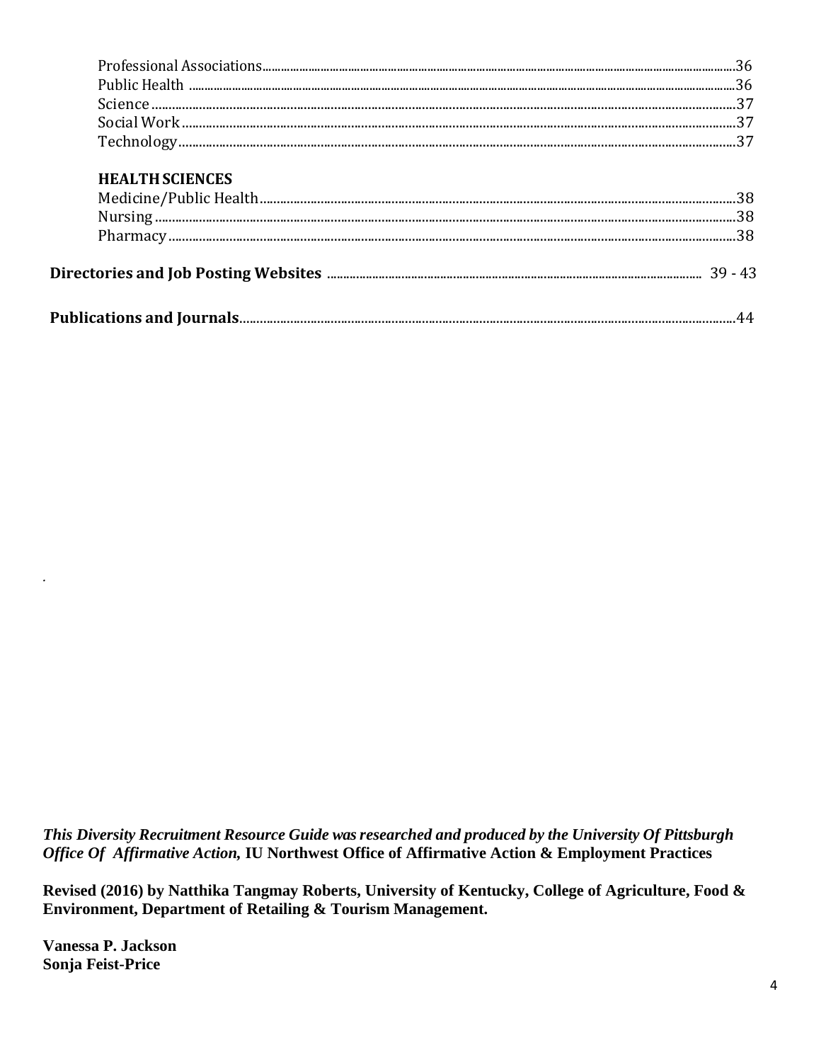Professional Associations....36
Public Health ....36
Science....37
Social Work....37
Technology....37

**HEALTH SCIENCES**

Medicine/Public Health....38
Nursing....38
Pharmacy....38

**Directories and Job Posting Websites** .... 39 - 43

**Publications and Journals**....44

.

***This Diversity Recruitment Resource Guide was researched and produced by the University Of Pittsburgh Office Of Affirmative Action,*** **IU Northwest Office of Affirmative Action & Employment Practices**

**Revised (2016) by Natthika Tangmay Roberts, University of Kentucky, College of Agriculture, Food & Environment, Department of Retailing & Tourism Management.**

**Vanessa P. Jackson**
**Sonja Feist-Price**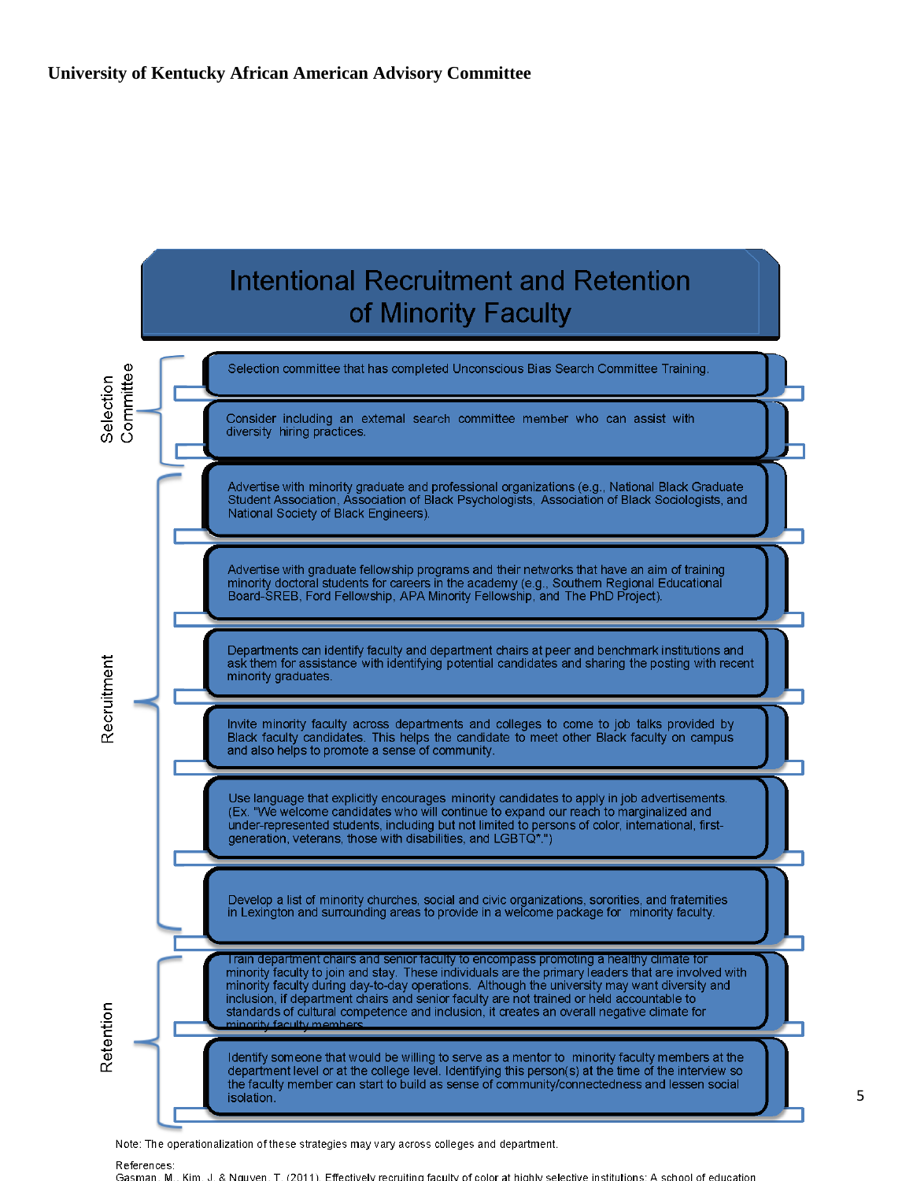**University of Kentucky African American Advisory Committee**

## Intentional Recruitment and Retention of Minority Faculty

### Selection Committee

- Selection committee that has completed Unconscious Bias Search Committee Training.
- Consider including an external search committee member who can assist with diversity hiring practices.

### Recruitment

- Advertise with minority graduate and professional organizations (e.g., National Black Graduate Student Association, Association of Black Psychologists, Association of Black Sociologists, and National Society of Black Engineers).
- Advertise with graduate fellowship programs and their networks that have an aim of training minority doctoral students for careers in the academy (e.g., Southern Regional Educational Board-SREB, Ford Fellowship, APA Minority Fellowship, and The PhD Project).
- Departments can identify faculty and department chairs at peer and benchmark institutions and ask them for assistance with identifying potential candidates and sharing the posting with recent minority graduates.
- Invite minority faculty across departments and colleges to come to job talks provided by Black faculty candidates. This helps the candidate to meet other Black faculty on campus and also helps to promote a sense of community.
- Use language that explicitly encourages minority candidates to apply in job advertisements. (Ex. "We welcome candidates who will continue to expand our reach to marginalized and under-represented students, including but not limited to persons of color, international, first-generation, veterans, those with disabilities, and LGBTQ*.")
- Develop a list of minority churches, social and civic organizations, sororities, and fraternities in Lexington and surrounding areas to provide in a welcome package for minority faculty.

### Retention

- Train department chairs and senior faculty to encompass promoting a healthy climate for minority faculty to join and stay. These individuals are the primary leaders that are involved with minority faculty during day-to-day operations. Although the university may want diversity and inclusion, if department chairs and senior faculty are not trained or held accountable to standards of cultural competence and inclusion, it creates an overall negative climate for minority faculty members.
- Identify someone that would be willing to serve as a mentor to minority faculty members at the department level or at the college level. Identifying this person(s) at the time of the interview so the faculty member can start to build as sense of community/connectedness and lessen social isolation.

Note: The operationalization of these strategies may vary across colleges and department.

References:
Gasman, M., Kim, J. & Nguyen, T. (2011). Effectively recruiting faculty of color at highly selective institutions: A school of education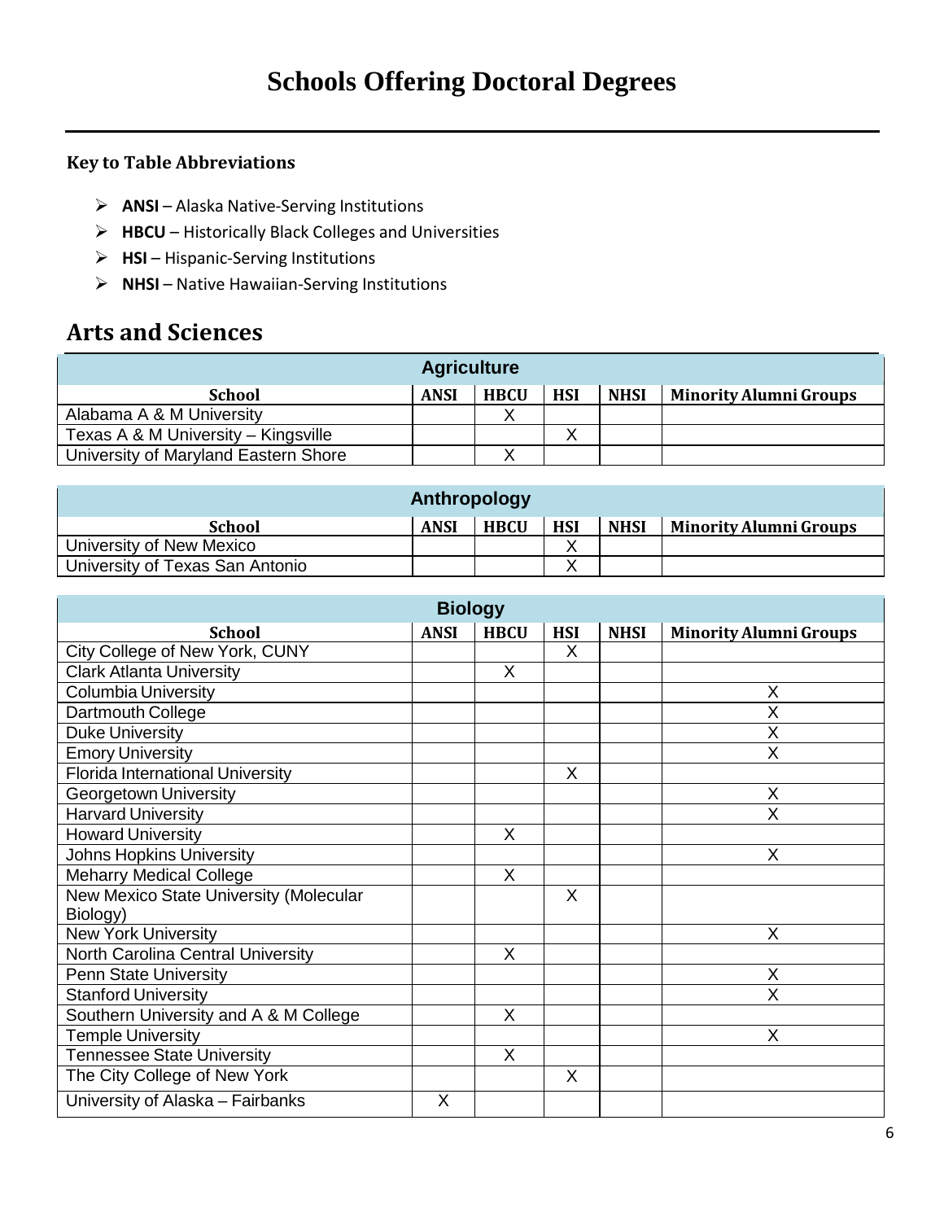# Schools Offering Doctoral Degrees

**Key to Table Abbreviations**

- **ANSI** – Alaska Native-Serving Institutions
- **HBCU** – Historically Black Colleges and Universities
- **HSI** – Hispanic-Serving Institutions
- **NHSI** – Native Hawaiian-Serving Institutions

## Arts and Sciences

| Agriculture | | | | | |
|---|---|---|---|---|---|
| **School** | **ANSI** | **HBCU** | **HSI** | **NHSI** | **Minority Alumni Groups** |
| Alabama A & M University | | X | | | |
| Texas A & M University – Kingsville | | | X | | |
| University of Maryland Eastern Shore | | X | | | |

| Anthropology | | | | | |
|---|---|---|---|---|---|
| **School** | **ANSI** | **HBCU** | **HSI** | **NHSI** | **Minority Alumni Groups** |
| University of New Mexico | | | X | | |
| University of Texas San Antonio | | | X | | |

| Biology | | | | | |
|---|---|---|---|---|---|
| **School** | **ANSI** | **HBCU** | **HSI** | **NHSI** | **Minority Alumni Groups** |
| City College of New York, CUNY | | | X | | |
| Clark Atlanta University | | X | | | |
| Columbia University | | | | | X |
| Dartmouth College | | | | | X |
| Duke University | | | | | X |
| Emory University | | | | | X |
| Florida International University | | | X | | |
| Georgetown University | | | | | X |
| Harvard University | | | | | X |
| Howard University | | X | | | |
| Johns Hopkins University | | | | | X |
| Meharry Medical College | | X | | | |
| New Mexico State University (Molecular Biology) | | | X | | |
| New York University | | | | | X |
| North Carolina Central University | | X | | | |
| Penn State University | | | | | X |
| Stanford University | | | | | X |
| Southern University and A & M College | | X | | | |
| Temple University | | | | | X |
| Tennessee State University | | X | | | |
| The City College of New York | | | X | | |
| University of Alaska – Fairbanks | X | | | | |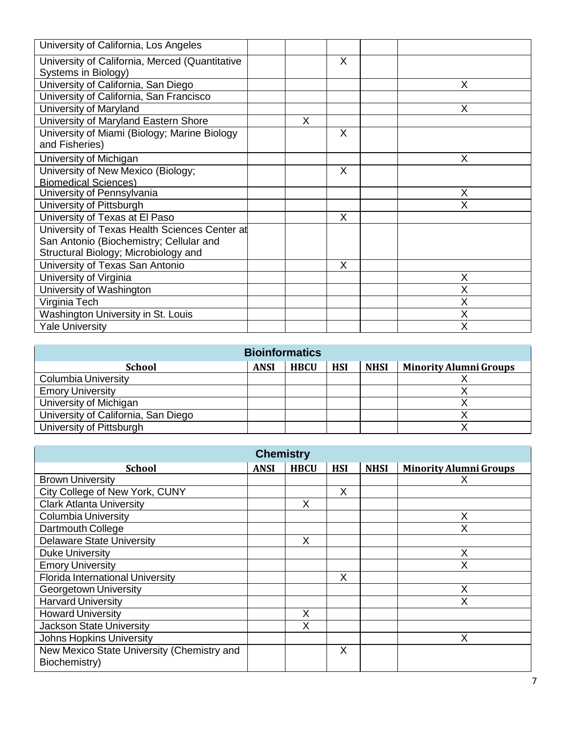| School | ANSI | HBCU | HSI | NHSI | Minority Alumni Groups |
|---|---|---|---|---|---|
| University of California, Los Angeles | | | | | |
| University of California, Merced (Quantitative Systems in Biology) | | | X | | |
| University of California, San Diego | | | | | X |
| University of California, San Francisco | | | | | |
| University of Maryland | | | | | X |
| University of Maryland Eastern Shore | | X | | | |
| University of Miami (Biology; Marine Biology and Fisheries) | | | X | | |
| University of Michigan | | | | | X |
| University of New Mexico (Biology; Biomedical Sciences) | | | X | | |
| University of Pennsylvania | | | | | X |
| University of Pittsburgh | | | | | X |
| University of Texas at El Paso | | | X | | |
| University of Texas Health Sciences Center at San Antonio (Biochemistry; Cellular and Structural Biology; Microbiology and | | | | | |
| University of Texas San Antonio | | | X | | |
| University of Virginia | | | | | X |
| University of Washington | | | | | X |
| Virginia Tech | | | | | X |
| Washington University in St. Louis | | | | | X |
| Yale University | | | | | X |

| Bioinformatics | | | | | |
|---|---|---|---|---|---|
| **School** | **ANSI** | **HBCU** | **HSI** | **NHSI** | **Minority Alumni Groups** |
| Columbia University | | | | | X |
| Emory University | | | | | X |
| University of Michigan | | | | | X |
| University of California, San Diego | | | | | X |
| University of Pittsburgh | | | | | X |

| Chemistry | | | | | |
|---|---|---|---|---|---|
| **School** | **ANSI** | **HBCU** | **HSI** | **NHSI** | **Minority Alumni Groups** |
| Brown University | | | | | X |
| City College of New York, CUNY | | | X | | |
| Clark Atlanta University | | X | | | |
| Columbia University | | | | | X |
| Dartmouth College | | | | | X |
| Delaware State University | | X | | | |
| Duke University | | | | | X |
| Emory University | | | | | X |
| Florida International University | | | X | | |
| Georgetown University | | | | | X |
| Harvard University | | | | | X |
| Howard University | | X | | | |
| Jackson State University | | X | | | |
| Johns Hopkins University | | | | | X |
| New Mexico State University (Chemistry and Biochemistry) | | | X | | |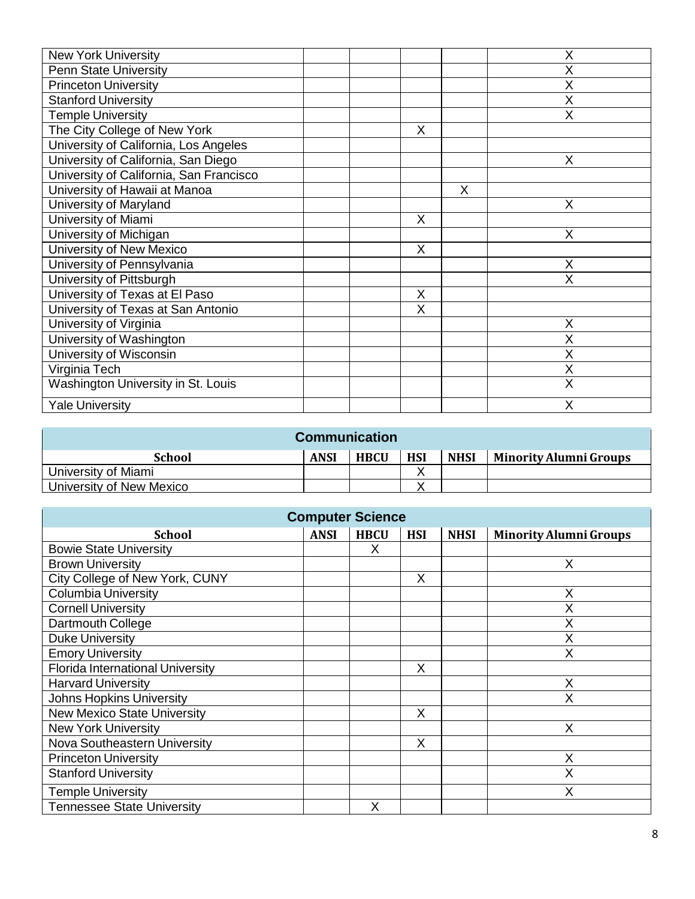| School | ANSI | HBCU | HSI | NHSI | Minority Alumni Groups |
|---|---|---|---|---|---|
| New York University | | | | | X |
| Penn State University | | | | | X |
| Princeton University | | | | | X |
| Stanford University | | | | | X |
| Temple University | | | | | X |
| The City College of New York | | | X | | |
| University of California, Los Angeles | | | | | |
| University of California, San Diego | | | | | X |
| University of California, San Francisco | | | | | |
| University of Hawaii at Manoa | | | | X | |
| University of Maryland | | | | | X |
| University of Miami | | | X | | |
| University of Michigan | | | | | X |
| University of New Mexico | | | X | | |
| University of Pennsylvania | | | | | X |
| University of Pittsburgh | | | | | X |
| University of Texas at El Paso | | | X | | |
| University of Texas at San Antonio | | | X | | |
| University of Virginia | | | | | X |
| University of Washington | | | | | X |
| University of Wisconsin | | | | | X |
| Virginia Tech | | | | | X |
| Washington University in St. Louis | | | | | X |
| Yale University | | | | | X |

| Communication | | | | | |
|---|---|---|---|---|---|
| **School** | **ANSI** | **HBCU** | **HSI** | **NHSI** | **Minority Alumni Groups** |
| University of Miami | | | X | | |
| University of New Mexico | | | X | | |

| Computer Science | | | | | |
|---|---|---|---|---|---|
| **School** | **ANSI** | **HBCU** | **HSI** | **NHSI** | **Minority Alumni Groups** |
| Bowie State University | | X | | | |
| Brown University | | | | | X |
| City College of New York, CUNY | | | X | | |
| Columbia University | | | | | X |
| Cornell University | | | | | X |
| Dartmouth College | | | | | X |
| Duke University | | | | | X |
| Emory University | | | | | X |
| Florida International University | | | X | | |
| Harvard University | | | | | X |
| Johns Hopkins University | | | | | X |
| New Mexico State University | | | X | | |
| New York University | | | | | X |
| Nova Southeastern University | | | X | | |
| Princeton University | | | | | X |
| Stanford University | | | | | X |
| Temple University | | | | | X |
| Tennessee State University | | X | | | |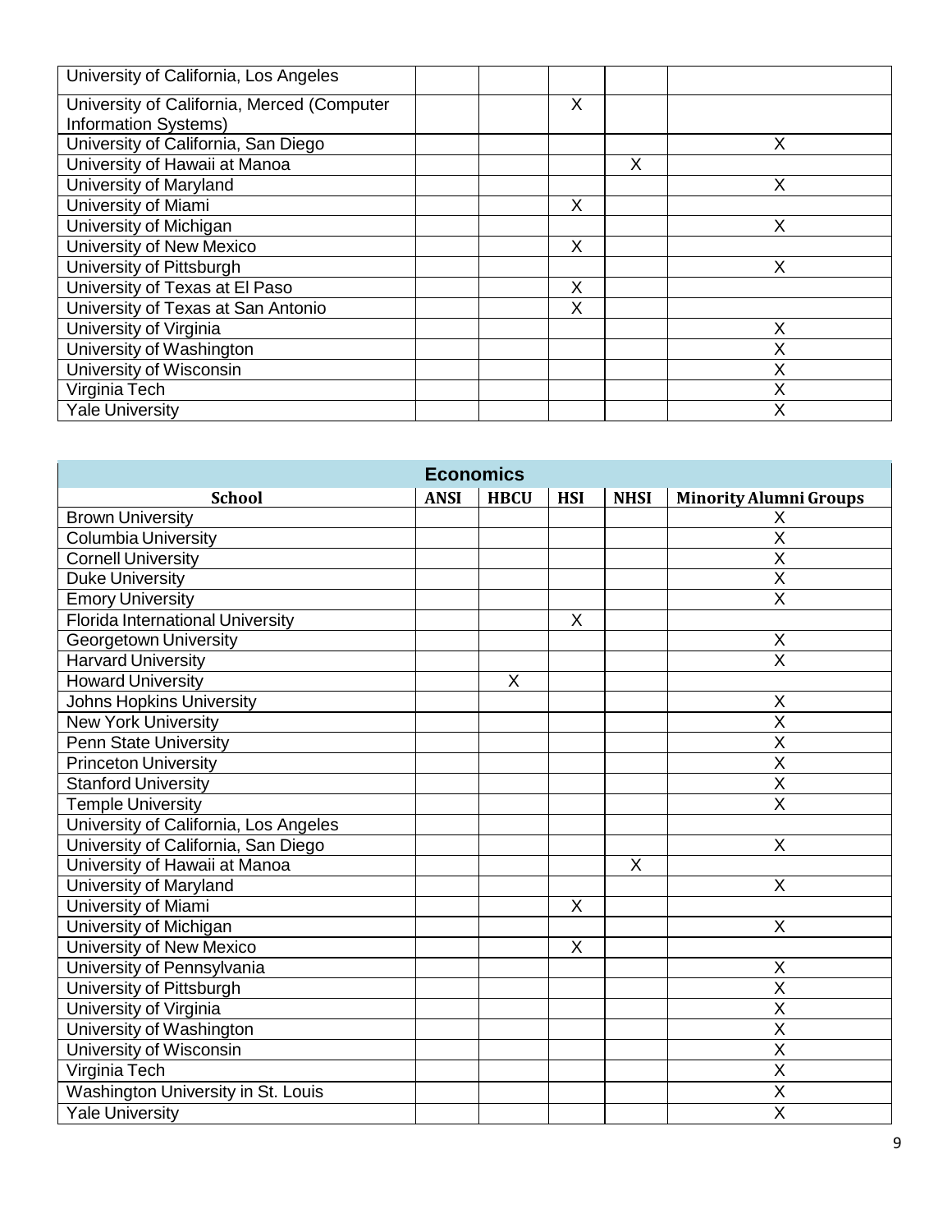| School | ANSI | HBCU | HSI | NHSI | Minority Alumni Groups |
|---|---|---|---|---|---|
| University of California, Los Angeles | | | | | |
| University of California, Merced (Computer Information Systems) | | | X | | |
| University of California, San Diego | | | | | X |
| University of Hawaii at Manoa | | | | X | |
| University of Maryland | | | | | X |
| University of Miami | | | X | | |
| University of Michigan | | | | | X |
| University of New Mexico | | | X | | |
| University of Pittsburgh | | | | | X |
| University of Texas at El Paso | | | X | | |
| University of Texas at San Antonio | | | X | | |
| University of Virginia | | | | | X |
| University of Washington | | | | | X |
| University of Wisconsin | | | | | X |
| Virginia Tech | | | | | X |
| Yale University | | | | | X |

| Economics | | | | | |
|---|---|---|---|---|---|
| **School** | **ANSI** | **HBCU** | **HSI** | **NHSI** | **Minority Alumni Groups** |
| Brown University | | | | | X |
| Columbia University | | | | | X |
| Cornell University | | | | | X |
| Duke University | | | | | X |
| Emory University | | | | | X |
| Florida International University | | | X | | |
| Georgetown University | | | | | X |
| Harvard University | | | | | X |
| Howard University | | X | | | |
| Johns Hopkins University | | | | | X |
| New York University | | | | | X |
| Penn State University | | | | | X |
| Princeton University | | | | | X |
| Stanford University | | | | | X |
| Temple University | | | | | X |
| University of California, Los Angeles | | | | | |
| University of California, San Diego | | | | | X |
| University of Hawaii at Manoa | | | | X | |
| University of Maryland | | | | | X |
| University of Miami | | | X | | |
| University of Michigan | | | | | X |
| University of New Mexico | | | X | | |
| University of Pennsylvania | | | | | X |
| University of Pittsburgh | | | | | X |
| University of Virginia | | | | | X |
| University of Washington | | | | | X |
| University of Wisconsin | | | | | X |
| Virginia Tech | | | | | X |
| Washington University in St. Louis | | | | | X |
| Yale University | | | | | X |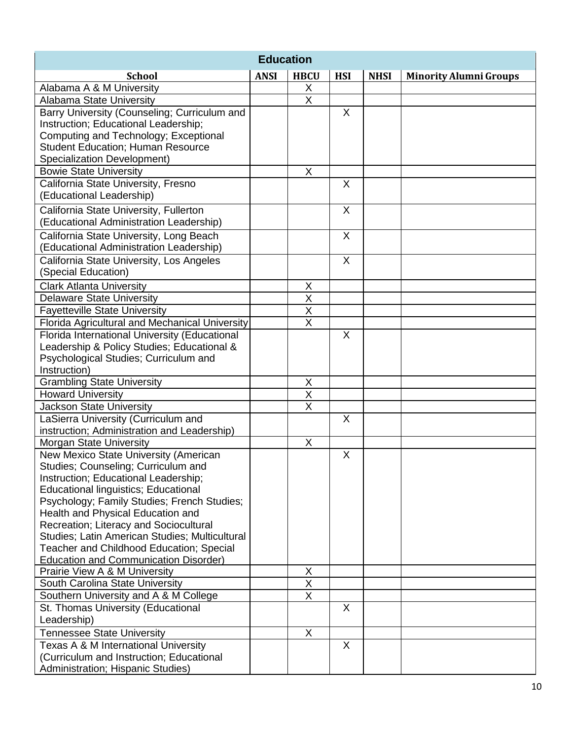| Education | | | | | |
|---|---|---|---|---|---|
| **School** | **ANSI** | **HBCU** | **HSI** | **NHSI** | **Minority Alumni Groups** |
| Alabama A & M University | | X | | | |
| Alabama State University | | X | | | |
| Barry University (Counseling; Curriculum and Instruction; Educational Leadership; Computing and Technology; Exceptional Student Education; Human Resource Specialization Development) | | | X | | |
| Bowie State University | | X | | | |
| California State University, Fresno (Educational Leadership) | | | X | | |
| California State University, Fullerton (Educational Administration Leadership) | | | X | | |
| California State University, Long Beach (Educational Administration Leadership) | | | X | | |
| California State University, Los Angeles (Special Education) | | | X | | |
| Clark Atlanta University | | X | | | |
| Delaware State University | | X | | | |
| Fayetteville State University | | X | | | |
| Florida Agricultural and Mechanical University | | X | | | |
| Florida International University (Educational Leadership & Policy Studies; Educational & Psychological Studies; Curriculum and Instruction) | | | X | | |
| Grambling State University | | X | | | |
| Howard University | | X | | | |
| Jackson State University | | X | | | |
| LaSierra University (Curriculum and instruction; Administration and Leadership) | | | X | | |
| Morgan State University | | X | | | |
| New Mexico State University (American Studies; Counseling; Curriculum and Instruction; Educational Leadership; Educational linguistics; Educational Psychology; Family Studies; French Studies; Health and Physical Education and Recreation; Literacy and Sociocultural Studies; Latin American Studies; Multicultural Teacher and Childhood Education; Special Education and Communication Disorder) | | | X | | |
| Prairie View A & M University | | X | | | |
| South Carolina State University | | X | | | |
| Southern University and A & M College | | X | | | |
| St. Thomas University (Educational Leadership) | | | X | | |
| Tennessee State University | | X | | | |
| Texas A & M International University (Curriculum and Instruction; Educational Administration; Hispanic Studies) | | | X | | |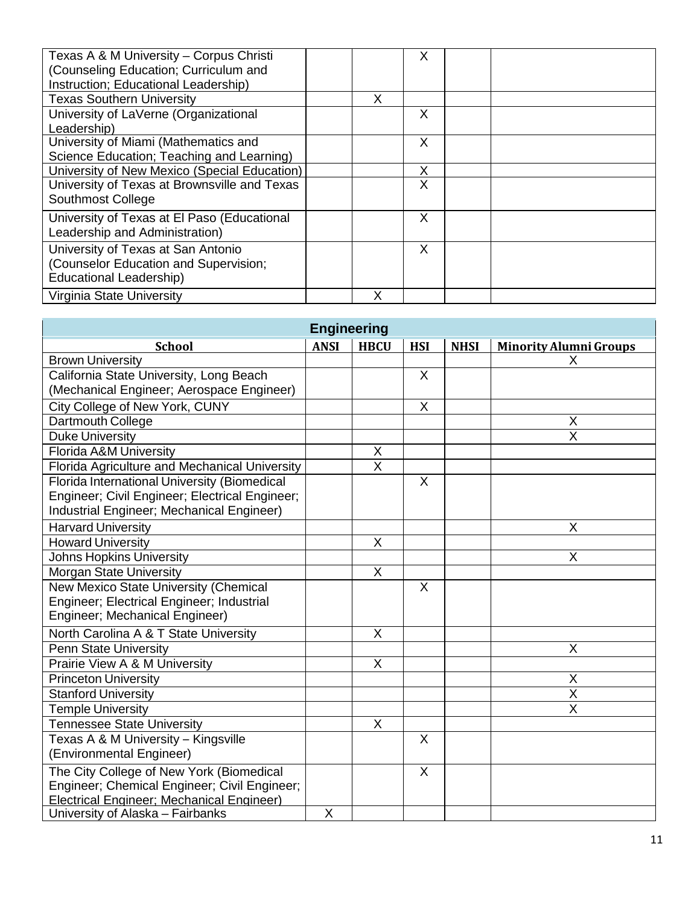| School | ANSI | HBCU | HSI | NHSI | Minority Alumni Groups |
|---|---|---|---|---|---|
| Texas A & M University – Corpus Christi (Counseling Education; Curriculum and Instruction; Educational Leadership) | | | X | | |
| Texas Southern University | | X | | | |
| University of LaVerne (Organizational Leadership) | | | X | | |
| University of Miami (Mathematics and Science Education; Teaching and Learning) | | | X | | |
| University of New Mexico (Special Education) | | | X | | |
| University of Texas at Brownsville and Texas Southmost College | | | X | | |
| University of Texas at El Paso (Educational Leadership and Administration) | | | X | | |
| University of Texas at San Antonio (Counselor Education and Supervision; Educational Leadership) | | | X | | |
| Virginia State University | | X | | | |

## Engineering

| School | ANSI | HBCU | HSI | NHSI | Minority Alumni Groups |
|---|---|---|---|---|---|
| Brown University | | | | | X |
| California State University, Long Beach (Mechanical Engineer; Aerospace Engineer) | | | X | | |
| City College of New York, CUNY | | | X | | |
| Dartmouth College | | | | | X |
| Duke University | | | | | X |
| Florida A&M University | | X | | | |
| Florida Agriculture and Mechanical University | | X | | | |
| Florida International University (Biomedical Engineer; Civil Engineer; Electrical Engineer; Industrial Engineer; Mechanical Engineer) | | | X | | |
| Harvard University | | | | | X |
| Howard University | | X | | | |
| Johns Hopkins University | | | | | X |
| Morgan State University | | X | | | |
| New Mexico State University (Chemical Engineer; Electrical Engineer; Industrial Engineer; Mechanical Engineer) | | | X | | |
| North Carolina A & T State University | | X | | | |
| Penn State University | | | | | X |
| Prairie View A & M University | | X | | | |
| Princeton University | | | | | X |
| Stanford University | | | | | X |
| Temple University | | | | | X |
| Tennessee State University | | X | | | |
| Texas A & M University – Kingsville (Environmental Engineer) | | | X | | |
| The City College of New York (Biomedical Engineer; Chemical Engineer; Civil Engineer; Electrical Engineer; Mechanical Engineer) | | | X | | |
| University of Alaska – Fairbanks | X | | | | |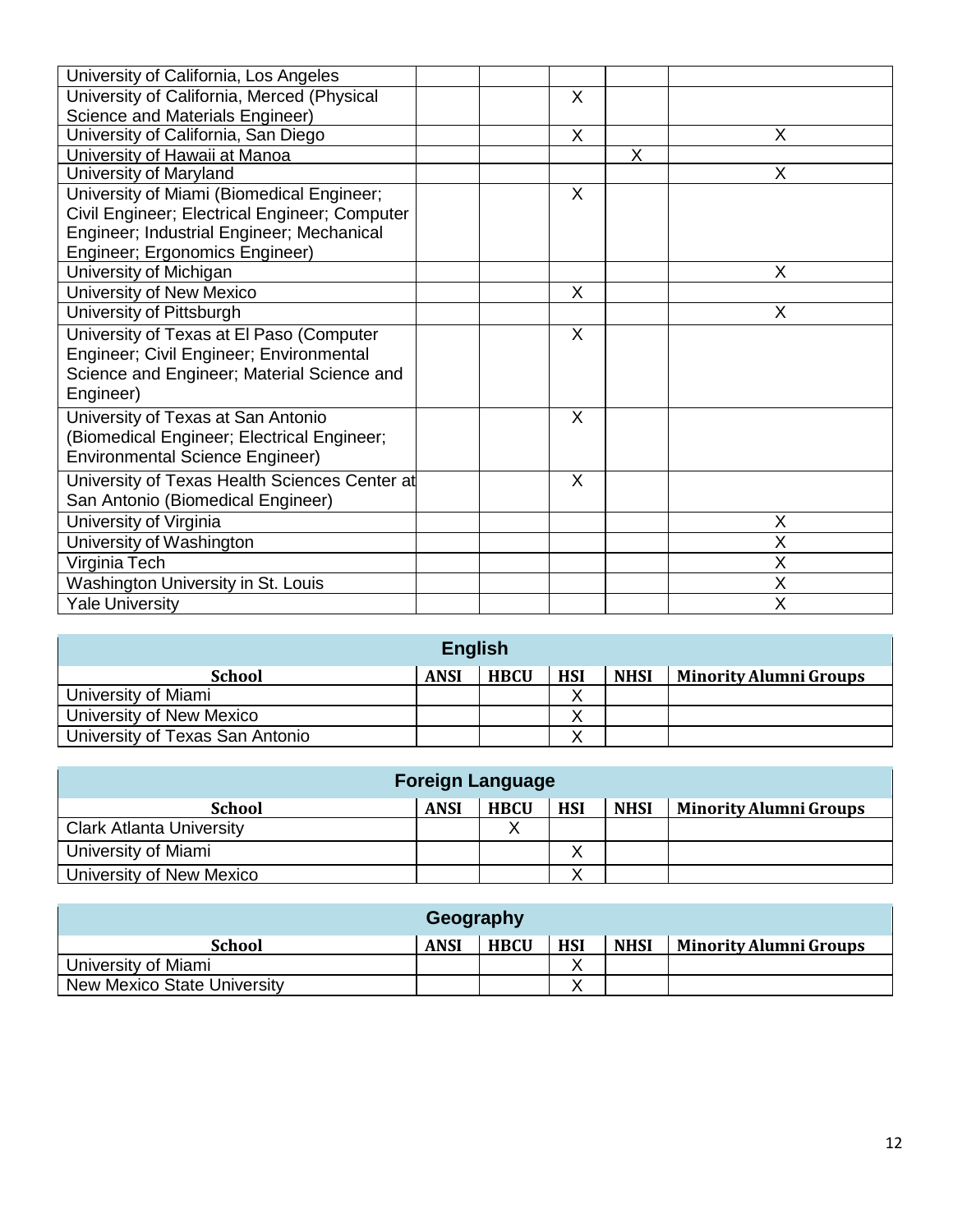| School | ANSI | HBCU | HSI | NHSI | Minority Alumni Groups |
|---|---|---|---|---|---|
| University of California, Los Angeles | | | | | |
| University of California, Merced (Physical Science and Materials Engineer) | | | X | | |
| University of California, San Diego | | | X | | X |
| University of Hawaii at Manoa | | | | X | |
| University of Maryland | | | | | X |
| University of Miami (Biomedical Engineer; Civil Engineer; Electrical Engineer; Computer Engineer; Industrial Engineer; Mechanical Engineer; Ergonomics Engineer) | | | X | | |
| University of Michigan | | | | | X |
| University of New Mexico | | | X | | |
| University of Pittsburgh | | | | | X |
| University of Texas at El Paso (Computer Engineer; Civil Engineer; Environmental Science and Engineer; Material Science and Engineer) | | | X | | |
| University of Texas at San Antonio (Biomedical Engineer; Electrical Engineer; Environmental Science Engineer) | | | X | | |
| University of Texas Health Sciences Center at San Antonio (Biomedical Engineer) | | | X | | |
| University of Virginia | | | | | X |
| University of Washington | | | | | X |
| Virginia Tech | | | | | X |
| Washington University in St. Louis | | | | | X |
| Yale University | | | | | X |

| English | | | | | |
|---|---|---|---|---|---|
| **School** | **ANSI** | **HBCU** | **HSI** | **NHSI** | **Minority Alumni Groups** |
| University of Miami | | | X | | |
| University of New Mexico | | | X | | |
| University of Texas San Antonio | | | X | | |

| Foreign Language | | | | | |
|---|---|---|---|---|---|
| **School** | **ANSI** | **HBCU** | **HSI** | **NHSI** | **Minority Alumni Groups** |
| Clark Atlanta University | | X | | | |
| University of Miami | | | X | | |
| University of New Mexico | | | X | | |

| Geography | | | | | |
|---|---|---|---|---|---|
| **School** | **ANSI** | **HBCU** | **HSI** | **NHSI** | **Minority Alumni Groups** |
| University of Miami | | | X | | |
| New Mexico State University | | | X | | |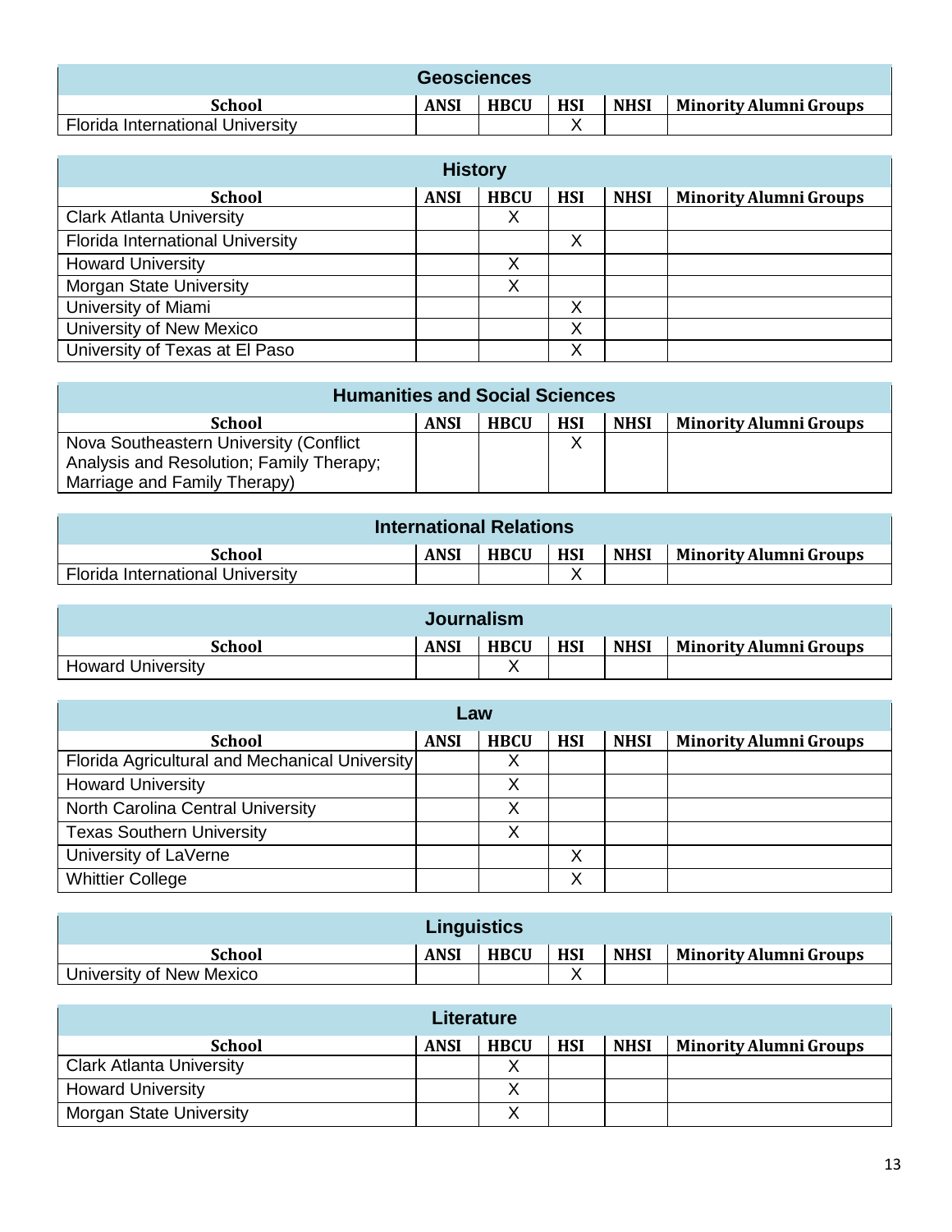| Geosciences | | | | | |
|---|---|---|---|---|---|
| **School** | **ANSI** | **HBCU** | **HSI** | **NHSI** | **Minority Alumni Groups** |
| Florida International University | | | X | | |

| History | | | | | |
|---|---|---|---|---|---|
| **School** | **ANSI** | **HBCU** | **HSI** | **NHSI** | **Minority Alumni Groups** |
| Clark Atlanta University | | X | | | |
| Florida International University | | | X | | |
| Howard University | | X | | | |
| Morgan State University | | X | | | |
| University of Miami | | | X | | |
| University of New Mexico | | | X | | |
| University of Texas at El Paso | | | X | | |

| Humanities and Social Sciences | | | | | |
|---|---|---|---|---|---|
| **School** | **ANSI** | **HBCU** | **HSI** | **NHSI** | **Minority Alumni Groups** |
| Nova Southeastern University (Conflict Analysis and Resolution; Family Therapy; Marriage and Family Therapy) | | | X | | |

| International Relations | | | | | |
|---|---|---|---|---|---|
| **School** | **ANSI** | **HBCU** | **HSI** | **NHSI** | **Minority Alumni Groups** |
| Florida International University | | | X | | |

| Journalism | | | | | |
|---|---|---|---|---|---|
| **School** | **ANSI** | **HBCU** | **HSI** | **NHSI** | **Minority Alumni Groups** |
| Howard University | | X | | | |

| Law | | | | | |
|---|---|---|---|---|---|
| **School** | **ANSI** | **HBCU** | **HSI** | **NHSI** | **Minority Alumni Groups** |
| Florida Agricultural and Mechanical University | | X | | | |
| Howard University | | X | | | |
| North Carolina Central University | | X | | | |
| Texas Southern University | | X | | | |
| University of LaVerne | | | X | | |
| Whittier College | | | X | | |

| Linguistics | | | | | |
|---|---|---|---|---|---|
| **School** | **ANSI** | **HBCU** | **HSI** | **NHSI** | **Minority Alumni Groups** |
| University of New Mexico | | | X | | |

| Literature | | | | | |
|---|---|---|---|---|---|
| **School** | **ANSI** | **HBCU** | **HSI** | **NHSI** | **Minority Alumni Groups** |
| Clark Atlanta University | | X | | | |
| Howard University | | X | | | |
| Morgan State University | | X | | | |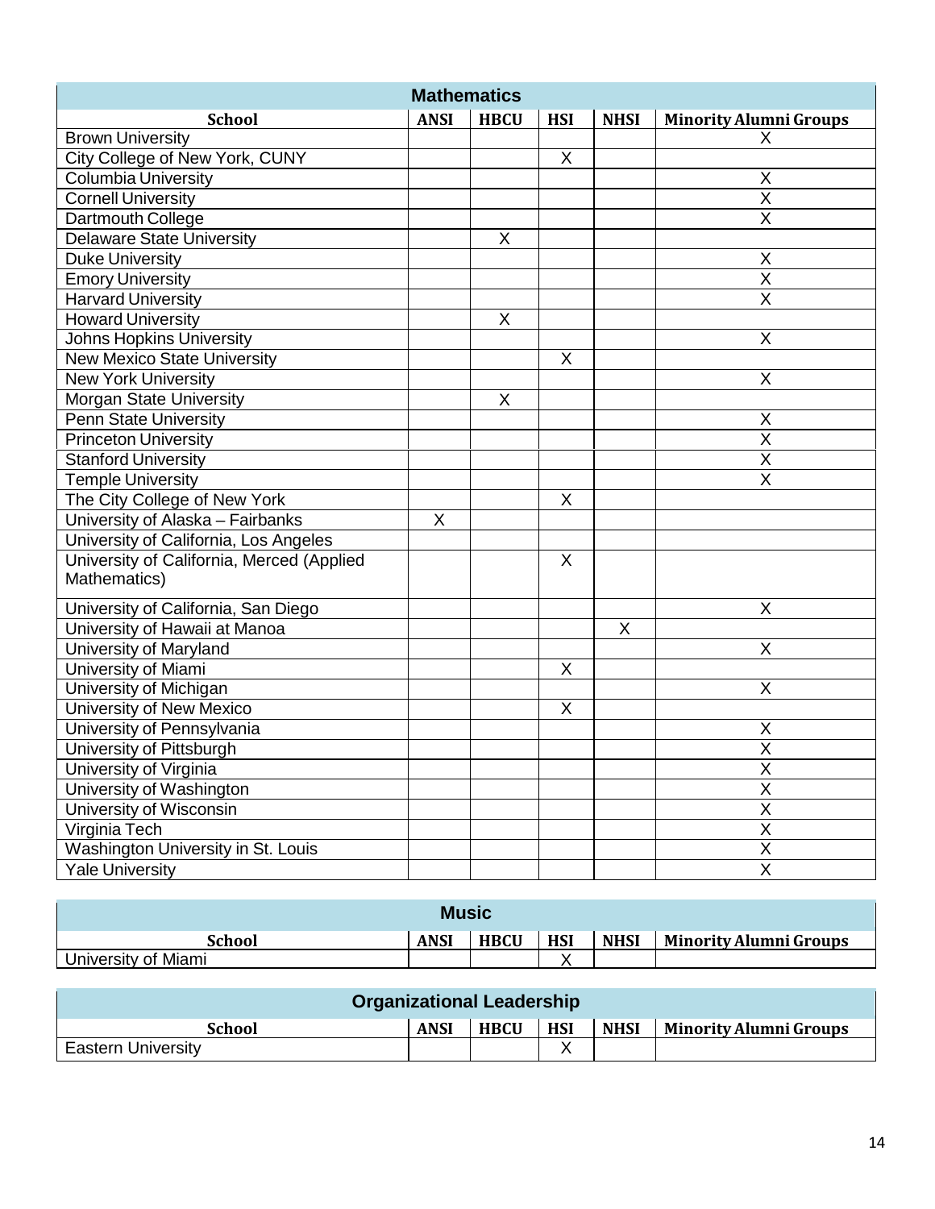| Mathematics | | | | | |
|---|---|---|---|---|---|
| **School** | **ANSI** | **HBCU** | **HSI** | **NHSI** | **Minority Alumni Groups** |
| Brown University | | | | | X |
| City College of New York, CUNY | | | X | | |
| Columbia University | | | | | X |
| Cornell University | | | | | X |
| Dartmouth College | | | | | X |
| Delaware State University | | X | | | |
| Duke University | | | | | X |
| Emory University | | | | | X |
| Harvard University | | | | | X |
| Howard University | | X | | | |
| Johns Hopkins University | | | | | X |
| New Mexico State University | | | X | | |
| New York University | | | | | X |
| Morgan State University | | X | | | |
| Penn State University | | | | | X |
| Princeton University | | | | | X |
| Stanford University | | | | | X |
| Temple University | | | | | X |
| The City College of New York | | | X | | |
| University of Alaska – Fairbanks | X | | | | |
| University of California, Los Angeles | | | | | |
| University of California, Merced (Applied Mathematics) | | | X | | |
| University of California, San Diego | | | | | X |
| University of Hawaii at Manoa | | | | X | |
| University of Maryland | | | | | X |
| University of Miami | | | X | | |
| University of Michigan | | | | | X |
| University of New Mexico | | | X | | |
| University of Pennsylvania | | | | | X |
| University of Pittsburgh | | | | | X |
| University of Virginia | | | | | X |
| University of Washington | | | | | X |
| University of Wisconsin | | | | | X |
| Virginia Tech | | | | | X |
| Washington University in St. Louis | | | | | X |
| Yale University | | | | | X |

| Music | | | | | |
|---|---|---|---|---|---|
| **School** | **ANSI** | **HBCU** | **HSI** | **NHSI** | **Minority Alumni Groups** |
| University of Miami | | | X | | |

| Organizational Leadership | | | | | |
|---|---|---|---|---|---|
| **School** | **ANSI** | **HBCU** | **HSI** | **NHSI** | **Minority Alumni Groups** |
| Eastern University | | | X | | |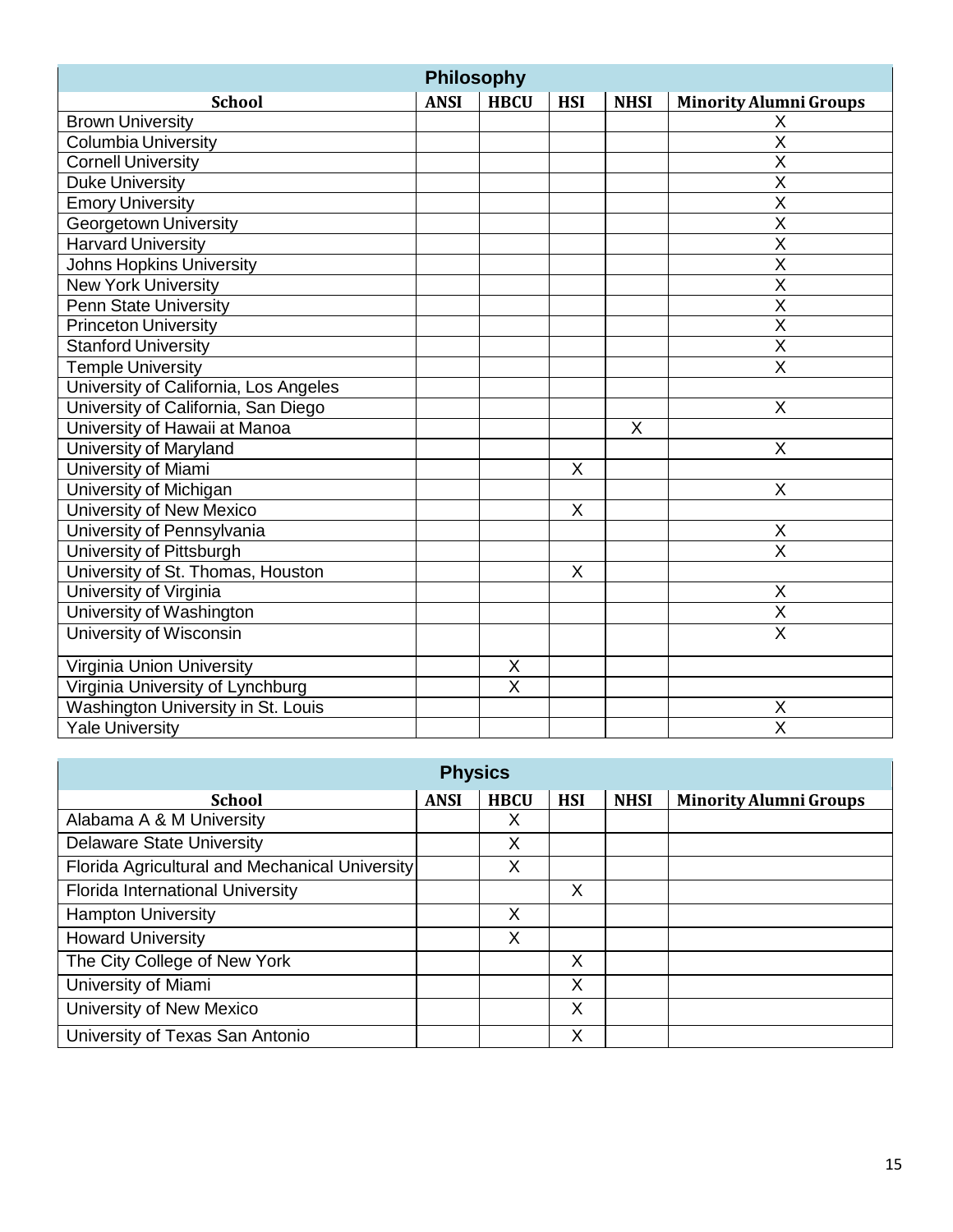## Philosophy

| School | ANSI | HBCU | HSI | NHSI | Minority Alumni Groups |
|---|---|---|---|---|---|
| Brown University | | | | | X |
| Columbia University | | | | | X |
| Cornell University | | | | | X |
| Duke University | | | | | X |
| Emory University | | | | | X |
| Georgetown University | | | | | X |
| Harvard University | | | | | X |
| Johns Hopkins University | | | | | X |
| New York University | | | | | X |
| Penn State University | | | | | X |
| Princeton University | | | | | X |
| Stanford University | | | | | X |
| Temple University | | | | | X |
| University of California, Los Angeles | | | | | |
| University of California, San Diego | | | | | X |
| University of Hawaii at Manoa | | | | X | |
| University of Maryland | | | | | X |
| University of Miami | | | X | | |
| University of Michigan | | | | | X |
| University of New Mexico | | | X | | |
| University of Pennsylvania | | | | | X |
| University of Pittsburgh | | | | | X |
| University of St. Thomas, Houston | | | X | | |
| University of Virginia | | | | | X |
| University of Washington | | | | | X |
| University of Wisconsin | | | | | X |
| Virginia Union University | | X | | | |
| Virginia University of Lynchburg | | X | | | |
| Washington University in St. Louis | | | | | X |
| Yale University | | | | | X |

## Physics

| School | ANSI | HBCU | HSI | NHSI | Minority Alumni Groups |
|---|---|---|---|---|---|
| Alabama A & M University | | X | | | |
| Delaware State University | | X | | | |
| Florida Agricultural and Mechanical University | | X | | | |
| Florida International University | | | X | | |
| Hampton University | | X | | | |
| Howard University | | X | | | |
| The City College of New York | | | X | | |
| University of Miami | | | X | | |
| University of New Mexico | | | X | | |
| University of Texas San Antonio | | | X | | |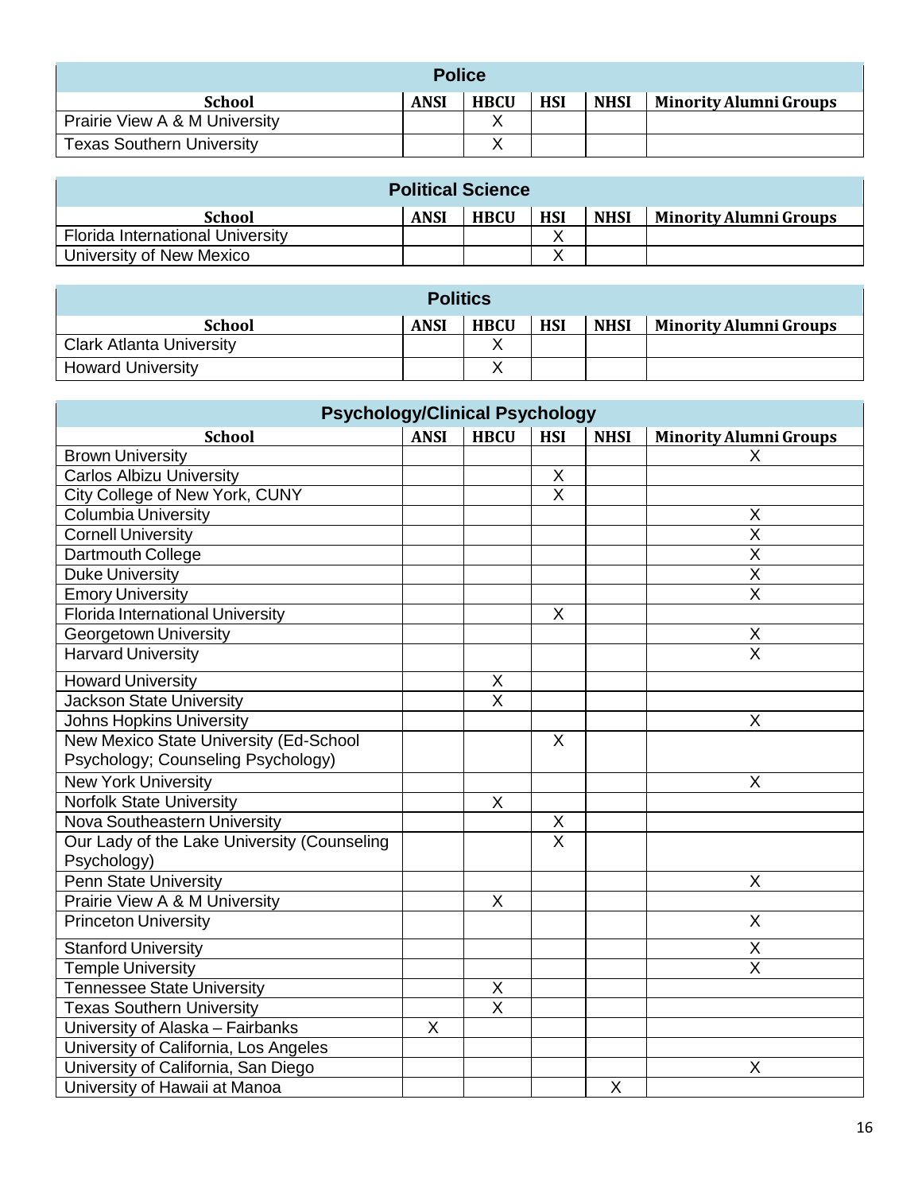| Police | | | | | |
|---|---|---|---|---|---|
| **School** | **ANSI** | **HBCU** | **HSI** | **NHSI** | **Minority Alumni Groups** |
| Prairie View A & M University | | X | | | |
| Texas Southern University | | X | | | |

| Political Science | | | | | |
|---|---|---|---|---|---|
| **School** | **ANSI** | **HBCU** | **HSI** | **NHSI** | **Minority Alumni Groups** |
| Florida International University | | | X | | |
| University of New Mexico | | | X | | |

| Politics | | | | | |
|---|---|---|---|---|---|
| **School** | **ANSI** | **HBCU** | **HSI** | **NHSI** | **Minority Alumni Groups** |
| Clark Atlanta University | | X | | | |
| Howard University | | X | | | |

| Psychology/Clinical Psychology | | | | | |
|---|---|---|---|---|---|
| **School** | **ANSI** | **HBCU** | **HSI** | **NHSI** | **Minority Alumni Groups** |
| Brown University | | | | | X |
| Carlos Albizu University | | | X | | |
| City College of New York, CUNY | | | X | | |
| Columbia University | | | | | X |
| Cornell University | | | | | X |
| Dartmouth College | | | | | X |
| Duke University | | | | | X |
| Emory University | | | | | X |
| Florida International University | | | X | | |
| Georgetown University | | | | | X |
| Harvard University | | | | | X |
| Howard University | | X | | | |
| Jackson State University | | X | | | |
| Johns Hopkins University | | | | | X |
| New Mexico State University (Ed-School Psychology; Counseling Psychology) | | | X | | |
| New York University | | | | | X |
| Norfolk State University | | X | | | |
| Nova Southeastern University | | | X | | |
| Our Lady of the Lake University (Counseling Psychology) | | | X | | |
| Penn State University | | | | | X |
| Prairie View A & M University | | X | | | |
| Princeton University | | | | | X |
| Stanford University | | | | | X |
| Temple University | | | | | X |
| Tennessee State University | | X | | | |
| Texas Southern University | | X | | | |
| University of Alaska – Fairbanks | X | | | | |
| University of California, Los Angeles | | | | | |
| University of California, San Diego | | | | | X |
| University of Hawaii at Manoa | | | | X | |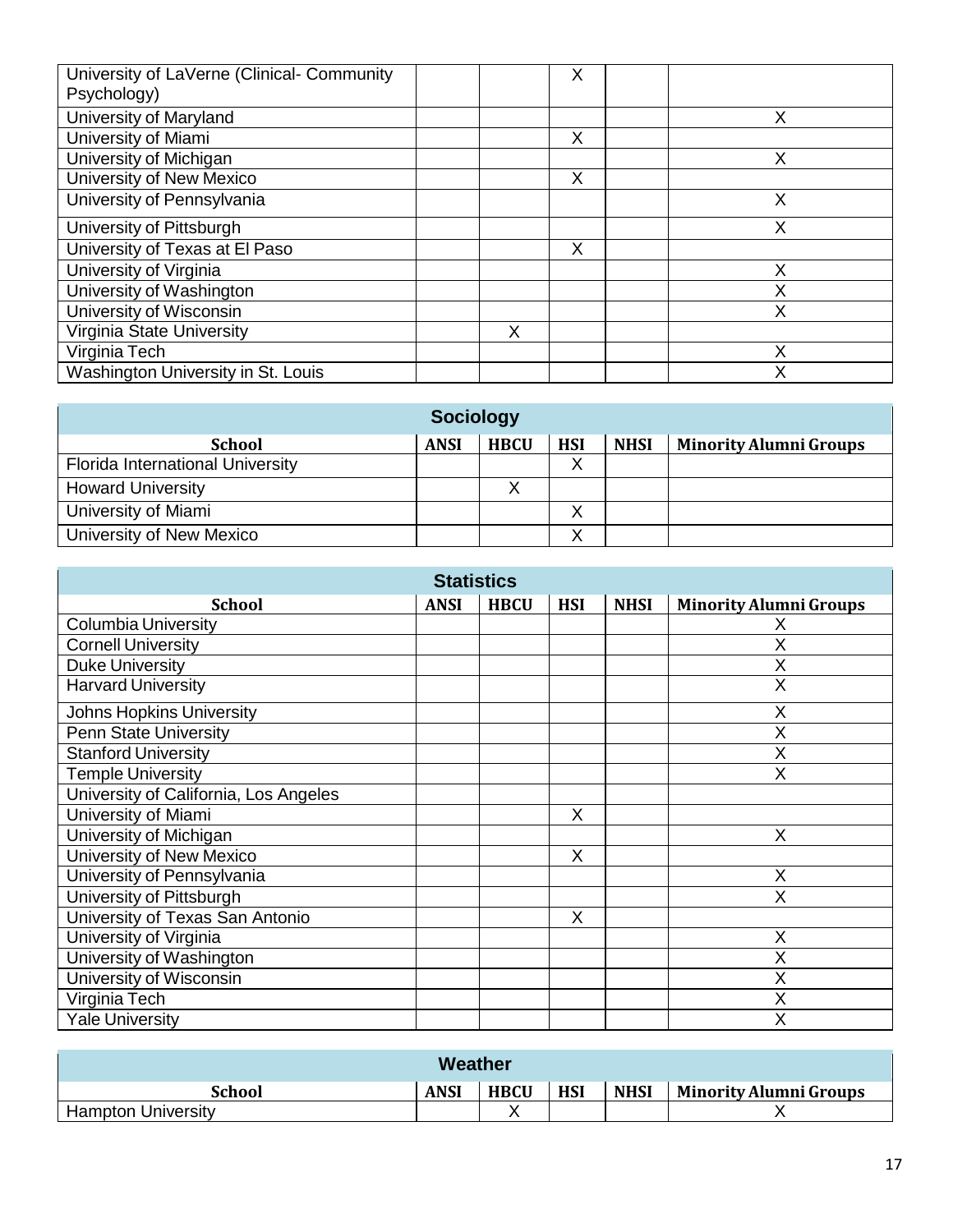| School | ANSI | HBCU | HSI | NHSI | Minority Alumni Groups |
|---|---|---|---|---|---|
| University of LaVerne (Clinical- Community Psychology) | | | X | | |
| University of Maryland | | | | | X |
| University of Miami | | | X | | |
| University of Michigan | | | | | X |
| University of New Mexico | | | X | | |
| University of Pennsylvania | | | | | X |
| University of Pittsburgh | | | | | X |
| University of Texas at El Paso | | | X | | |
| University of Virginia | | | | | X |
| University of Washington | | | | | X |
| University of Wisconsin | | | | | X |
| Virginia State University | | X | | | |
| Virginia Tech | | | | | X |
| Washington University in St. Louis | | | | | X |

| Sociology | | | | | |
|---|---|---|---|---|---|
| **School** | **ANSI** | **HBCU** | **HSI** | **NHSI** | **Minority Alumni Groups** |
| Florida International University | | | X | | |
| Howard University | | X | | | |
| University of Miami | | | X | | |
| University of New Mexico | | | X | | |

| Statistics | | | | | |
|---|---|---|---|---|---|
| **School** | **ANSI** | **HBCU** | **HSI** | **NHSI** | **Minority Alumni Groups** |
| Columbia University | | | | | X |
| Cornell University | | | | | X |
| Duke University | | | | | X |
| Harvard University | | | | | X |
| Johns Hopkins University | | | | | X |
| Penn State University | | | | | X |
| Stanford University | | | | | X |
| Temple University | | | | | X |
| University of California, Los Angeles | | | | | |
| University of Miami | | | X | | |
| University of Michigan | | | | | X |
| University of New Mexico | | | X | | |
| University of Pennsylvania | | | | | X |
| University of Pittsburgh | | | | | X |
| University of Texas San Antonio | | | X | | |
| University of Virginia | | | | | X |
| University of Washington | | | | | X |
| University of Wisconsin | | | | | X |
| Virginia Tech | | | | | X |
| Yale University | | | | | X |

| Weather | | | | | |
|---|---|---|---|---|---|
| **School** | **ANSI** | **HBCU** | **HSI** | **NHSI** | **Minority Alumni Groups** |
| Hampton University | | X | | | X |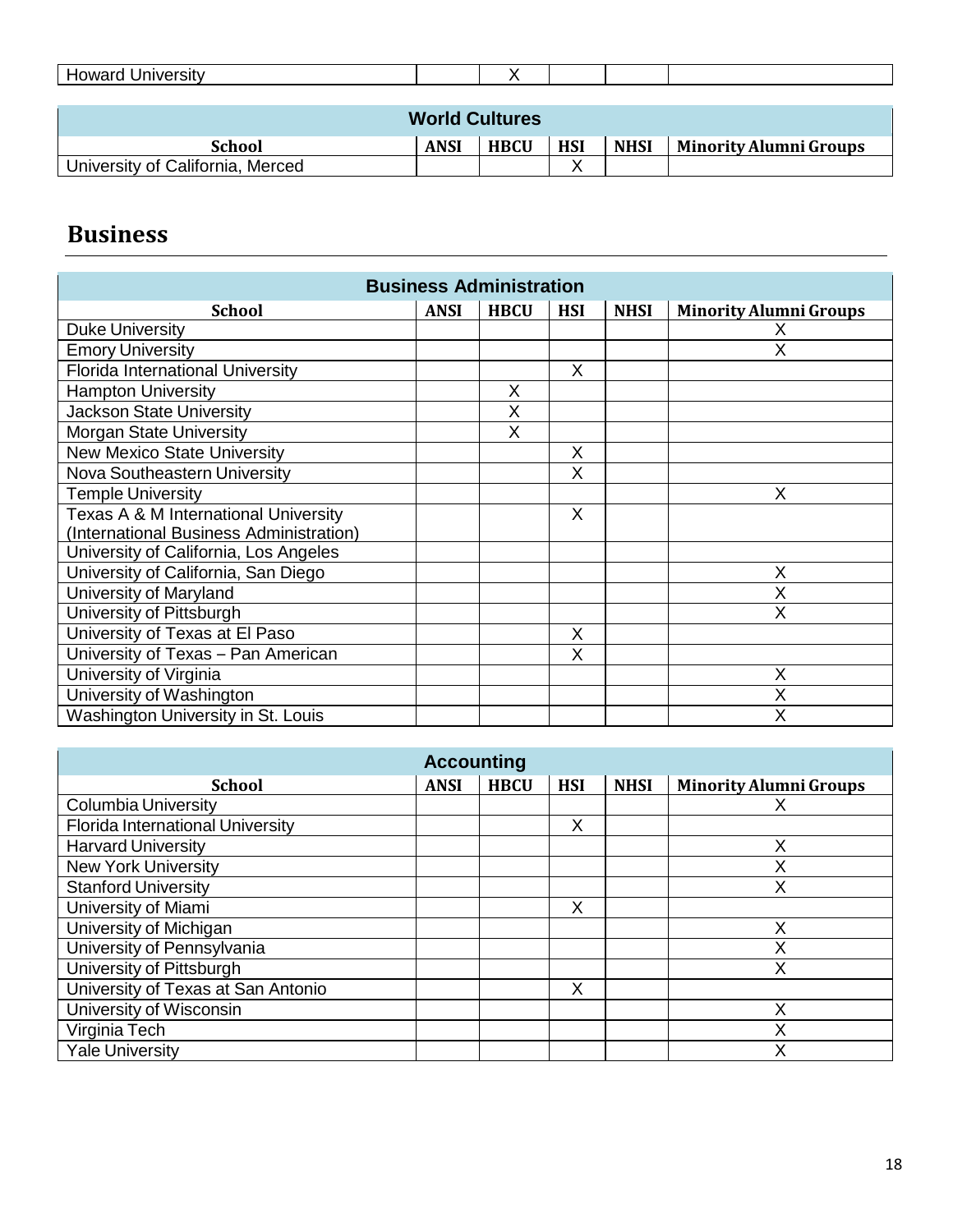| School | ANSI | HBCU | HSI | NHSI | Minority Alumni Groups |
|---|---|---|---|---|---|
| Howard University | | X | | | |

| World Cultures | | | | | |
|---|---|---|---|---|---|
| School | ANSI | HBCU | HSI | NHSI | Minority Alumni Groups |
| University of California, Merced | | | X | | |

## Business

| Business Administration | | | | | |
|---|---|---|---|---|---|
| School | ANSI | HBCU | HSI | NHSI | Minority Alumni Groups |
| Duke University | | | | | X |
| Emory University | | | | | X |
| Florida International University | | | X | | |
| Hampton University | | X | | | |
| Jackson State University | | X | | | |
| Morgan State University | | X | | | |
| New Mexico State University | | | X | | |
| Nova Southeastern University | | | X | | |
| Temple University | | | | | X |
| Texas A & M International University (International Business Administration) | | | X | | |
| University of California, Los Angeles | | | | | |
| University of California, San Diego | | | | | X |
| University of Maryland | | | | | X |
| University of Pittsburgh | | | | | X |
| University of Texas at El Paso | | | X | | |
| University of Texas – Pan American | | | X | | |
| University of Virginia | | | | | X |
| University of Washington | | | | | X |
| Washington University in St. Louis | | | | | X |

| Accounting | | | | | |
|---|---|---|---|---|---|
| School | ANSI | HBCU | HSI | NHSI | Minority Alumni Groups |
| Columbia University | | | | | X |
| Florida International University | | | X | | |
| Harvard University | | | | | X |
| New York University | | | | | X |
| Stanford University | | | | | X |
| University of Miami | | | X | | |
| University of Michigan | | | | | X |
| University of Pennsylvania | | | | | X |
| University of Pittsburgh | | | | | X |
| University of Texas at San Antonio | | | X | | |
| University of Wisconsin | | | | | X |
| Virginia Tech | | | | | X |
| Yale University | | | | | X |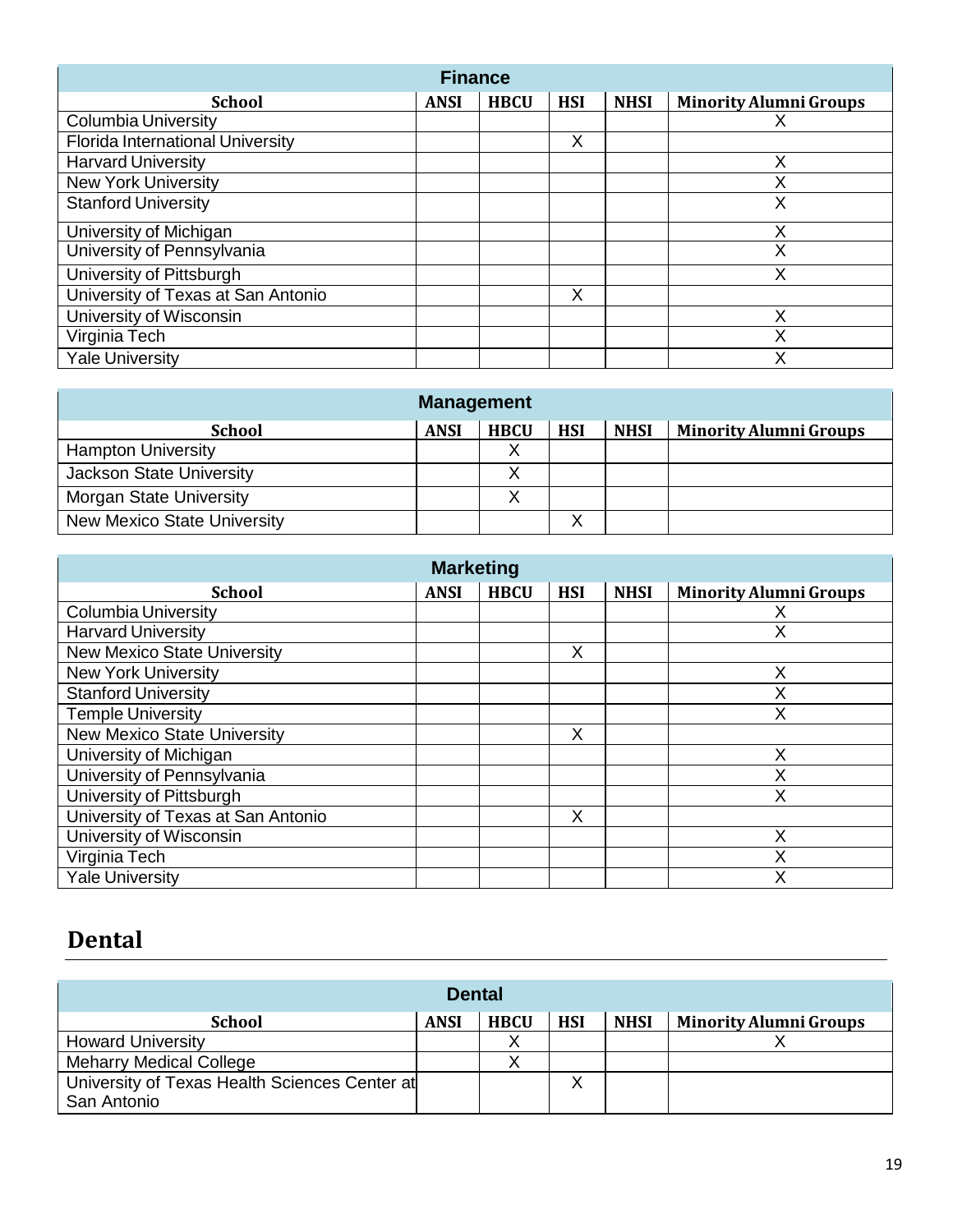| Finance | | | | | |
|---|---|---|---|---|---|
| **School** | **ANSI** | **HBCU** | **HSI** | **NHSI** | **Minority Alumni Groups** |
| Columbia University | | | | | X |
| Florida International University | | | X | | |
| Harvard University | | | | | X |
| New York University | | | | | X |
| Stanford University | | | | | X |
| University of Michigan | | | | | X |
| University of Pennsylvania | | | | | X |
| University of Pittsburgh | | | | | X |
| University of Texas at San Antonio | | | X | | |
| University of Wisconsin | | | | | X |
| Virginia Tech | | | | | X |
| Yale University | | | | | X |

| Management | | | | | |
|---|---|---|---|---|---|
| **School** | **ANSI** | **HBCU** | **HSI** | **NHSI** | **Minority Alumni Groups** |
| Hampton University | | X | | | |
| Jackson State University | | X | | | |
| Morgan State University | | X | | | |
| New Mexico State University | | | X | | |

| Marketing | | | | | |
|---|---|---|---|---|---|
| **School** | **ANSI** | **HBCU** | **HSI** | **NHSI** | **Minority Alumni Groups** |
| Columbia University | | | | | X |
| Harvard University | | | | | X |
| New Mexico State University | | | X | | |
| New York University | | | | | X |
| Stanford University | | | | | X |
| Temple University | | | | | X |
| New Mexico State University | | | X | | |
| University of Michigan | | | | | X |
| University of Pennsylvania | | | | | X |
| University of Pittsburgh | | | | | X |
| University of Texas at San Antonio | | | X | | |
| University of Wisconsin | | | | | X |
| Virginia Tech | | | | | X |
| Yale University | | | | | X |

# Dental

| Dental | | | | | |
|---|---|---|---|---|---|
| **School** | **ANSI** | **HBCU** | **HSI** | **NHSI** | **Minority Alumni Groups** |
| Howard University | | X | | | X |
| Meharry Medical College | | X | | | |
| University of Texas Health Sciences Center at San Antonio | | | X | | |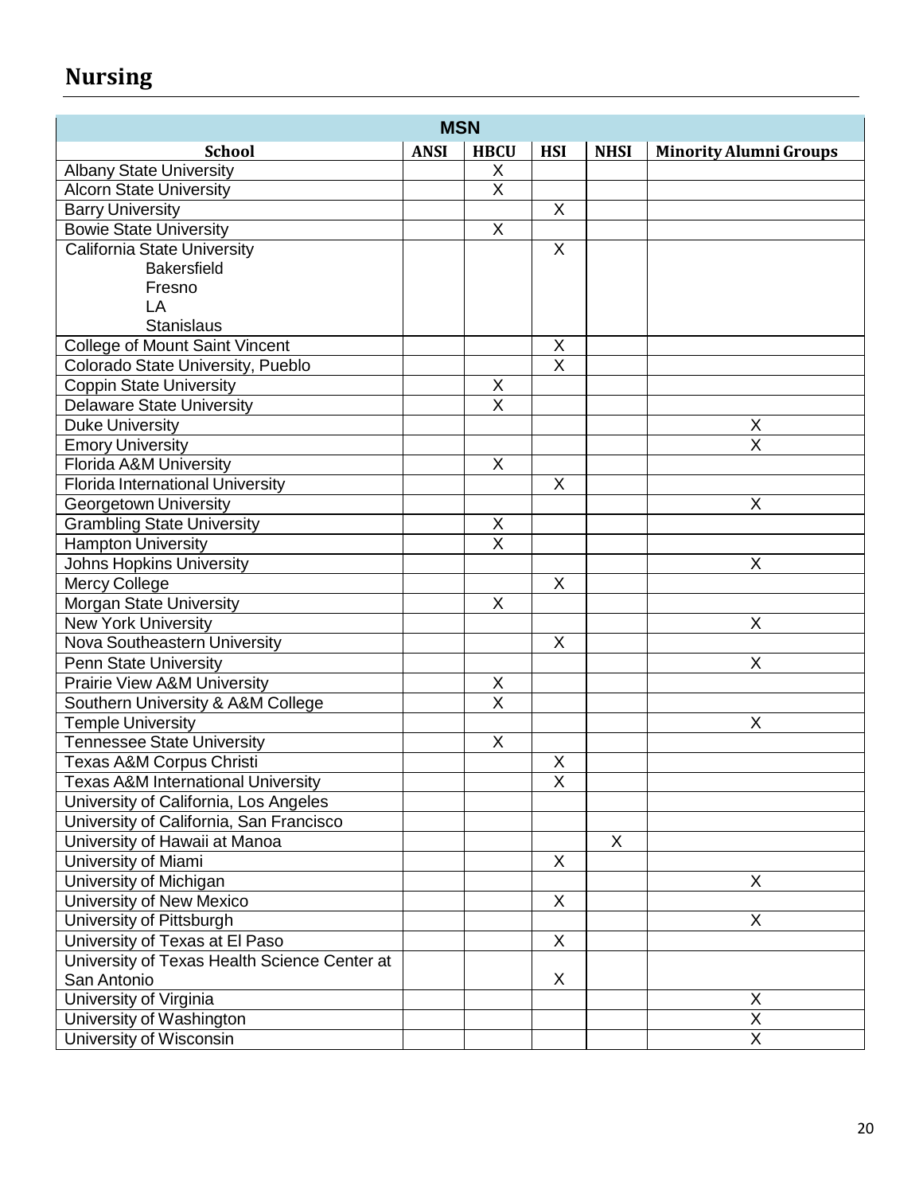## Nursing

| MSN | | | | | |
|---|---|---|---|---|---|
| **School** | **ANSI** | **HBCU** | **HSI** | **NHSI** | **Minority Alumni Groups** |
| Albany State University | | X | | | |
| Alcorn State University | | X | | | |
| Barry University | | | X | | |
| Bowie State University | | X | | | |
| California State University<br>Bakersfield<br>Fresno<br>LA<br>Stanislaus | | | X | | |
| College of Mount Saint Vincent | | | X | | |
| Colorado State University, Pueblo | | | X | | |
| Coppin State University | | X | | | |
| Delaware State University | | X | | | |
| Duke University | | | | | X |
| Emory University | | | | | X |
| Florida A&M University | | X | | | |
| Florida International University | | | X | | |
| Georgetown University | | | | | X |
| Grambling State University | | X | | | |
| Hampton University | | X | | | |
| Johns Hopkins University | | | | | X |
| Mercy College | | | X | | |
| Morgan State University | | X | | | |
| New York University | | | | | X |
| Nova Southeastern University | | | X | | |
| Penn State University | | | | | X |
| Prairie View A&M University | | X | | | |
| Southern University & A&M College | | X | | | |
| Temple University | | | | | X |
| Tennessee State University | | X | | | |
| Texas A&M Corpus Christi | | | X | | |
| Texas A&M International University | | | X | | |
| University of California, Los Angeles | | | | | |
| University of California, San Francisco | | | | | |
| University of Hawaii at Manoa | | | | X | |
| University of Miami | | | X | | |
| University of Michigan | | | | | X |
| University of New Mexico | | | X | | |
| University of Pittsburgh | | | | | X |
| University of Texas at El Paso | | | X | | |
| University of Texas Health Science Center at San Antonio | | | X | | |
| University of Virginia | | | | | X |
| University of Washington | | | | | X |
| University of Wisconsin | | | | | X |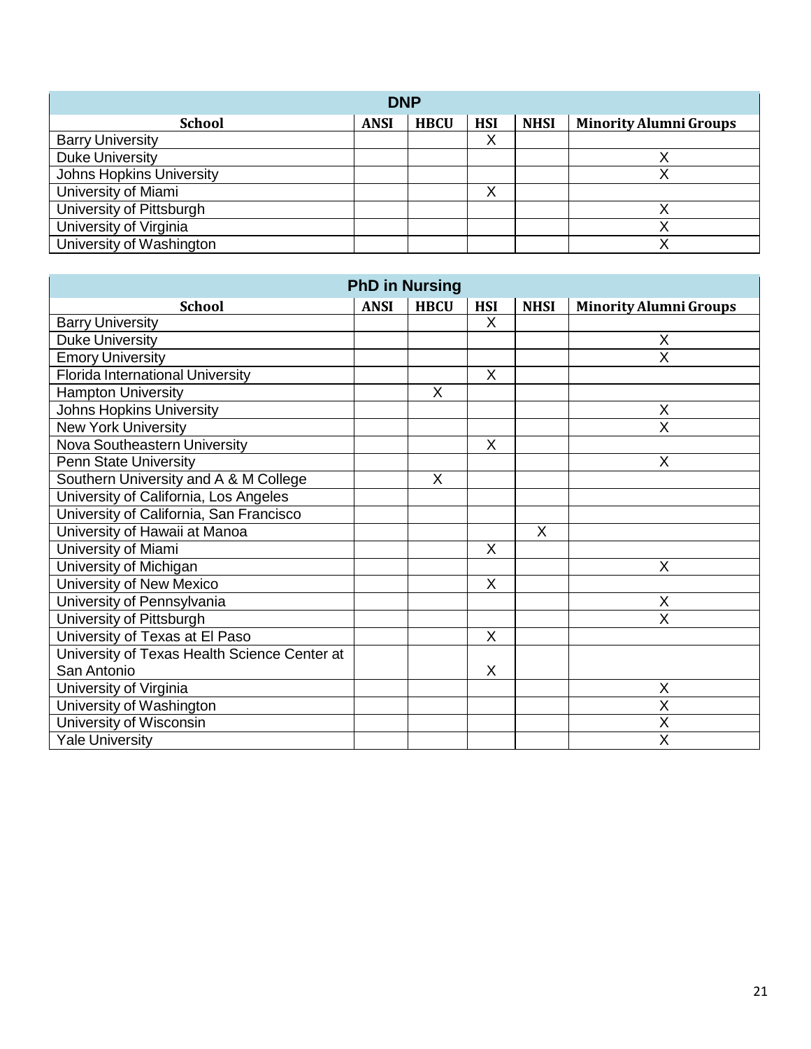| DNP | | | | | |
|---|---|---|---|---|---|
| **School** | **ANSI** | **HBCU** | **HSI** | **NHSI** | **Minority Alumni Groups** |
| Barry University | | | X | | |
| Duke University | | | | | X |
| Johns Hopkins University | | | | | X |
| University of Miami | | | X | | |
| University of Pittsburgh | | | | | X |
| University of Virginia | | | | | X |
| University of Washington | | | | | X |

| PhD in Nursing | | | | | |
|---|---|---|---|---|---|
| **School** | **ANSI** | **HBCU** | **HSI** | **NHSI** | **Minority Alumni Groups** |
| Barry University | | | X | | |
| Duke University | | | | | X |
| Emory University | | | | | X |
| Florida International University | | | X | | |
| Hampton University | | X | | | |
| Johns Hopkins University | | | | | X |
| New York University | | | | | X |
| Nova Southeastern University | | | X | | |
| Penn State University | | | | | X |
| Southern University and A & M College | | X | | | |
| University of California, Los Angeles | | | | | |
| University of California, San Francisco | | | | | |
| University of Hawaii at Manoa | | | | X | |
| University of Miami | | | X | | |
| University of Michigan | | | | | X |
| University of New Mexico | | | X | | |
| University of Pennsylvania | | | | | X |
| University of Pittsburgh | | | | | X |
| University of Texas at El Paso | | | X | | |
| University of Texas Health Science Center at San Antonio | | | X | | |
| University of Virginia | | | | | X |
| University of Washington | | | | | X |
| University of Wisconsin | | | | | X |
| Yale University | | | | | X |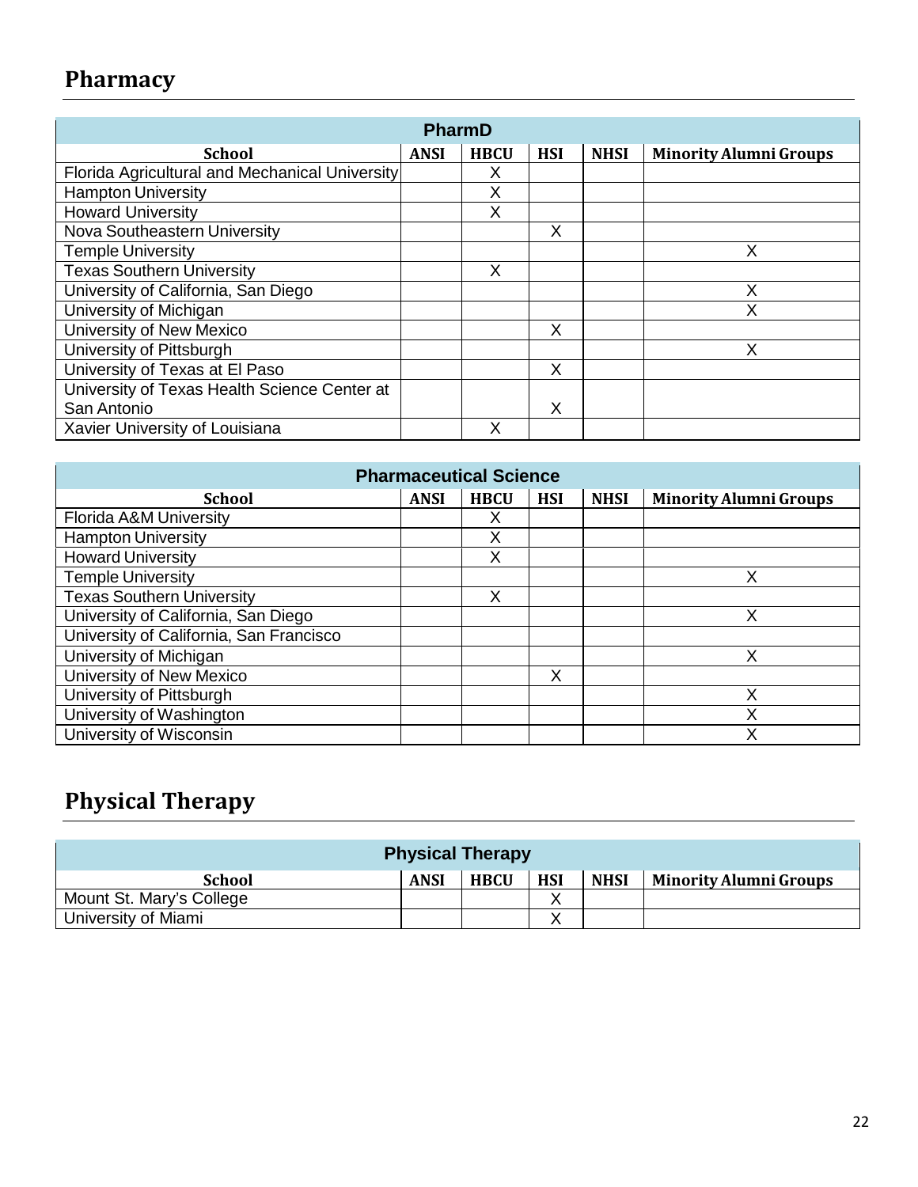# Pharmacy

| PharmD | | | | | |
|---|---|---|---|---|---|
| **School** | **ANSI** | **HBCU** | **HSI** | **NHSI** | **Minority Alumni Groups** |
| Florida Agricultural and Mechanical University | | X | | | |
| Hampton University | | X | | | |
| Howard University | | X | | | |
| Nova Southeastern University | | | X | | |
| Temple University | | | | | X |
| Texas Southern University | | X | | | |
| University of California, San Diego | | | | | X |
| University of Michigan | | | | | X |
| University of New Mexico | | | X | | |
| University of Pittsburgh | | | | | X |
| University of Texas at El Paso | | | X | | |
| University of Texas Health Science Center at San Antonio | | | X | | |
| Xavier University of Louisiana | | X | | | |

| Pharmaceutical Science | | | | | |
|---|---|---|---|---|---|
| **School** | **ANSI** | **HBCU** | **HSI** | **NHSI** | **Minority Alumni Groups** |
| Florida A&M University | | X | | | |
| Hampton University | | X | | | |
| Howard University | | X | | | |
| Temple University | | | | | X |
| Texas Southern University | | X | | | |
| University of California, San Diego | | | | | X |
| University of California, San Francisco | | | | | |
| University of Michigan | | | | | X |
| University of New Mexico | | | X | | |
| University of Pittsburgh | | | | | X |
| University of Washington | | | | | X |
| University of Wisconsin | | | | | X |

# Physical Therapy

| Physical Therapy | | | | | |
|---|---|---|---|---|---|
| **School** | **ANSI** | **HBCU** | **HSI** | **NHSI** | **Minority Alumni Groups** |
| Mount St. Mary's College | | | X | | |
| University of Miami | | | X | | |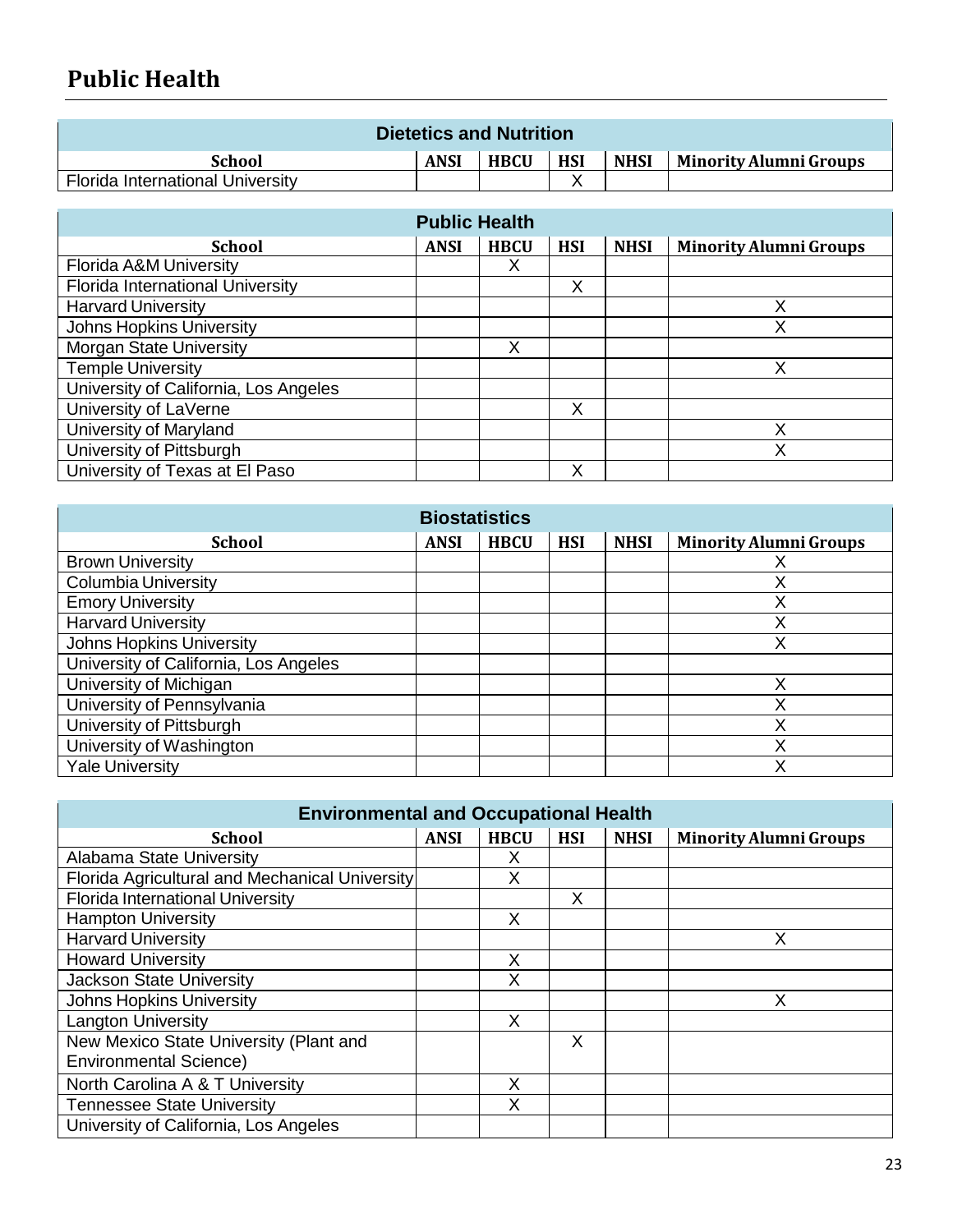# Public Health

| Dietetics and Nutrition | | | | | |
|---|---|---|---|---|---|
| **School** | **ANSI** | **HBCU** | **HSI** | **NHSI** | **Minority Alumni Groups** |
| Florida International University | | | X | | |

| Public Health | | | | | |
|---|---|---|---|---|---|
| **School** | **ANSI** | **HBCU** | **HSI** | **NHSI** | **Minority Alumni Groups** |
| Florida A&M University | | X | | | |
| Florida International University | | | X | | |
| Harvard University | | | | | X |
| Johns Hopkins University | | | | | X |
| Morgan State University | | X | | | |
| Temple University | | | | | X |
| University of California, Los Angeles | | | | | |
| University of LaVerne | | | X | | |
| University of Maryland | | | | | X |
| University of Pittsburgh | | | | | X |
| University of Texas at El Paso | | | X | | |

| Biostatistics | | | | | |
|---|---|---|---|---|---|
| **School** | **ANSI** | **HBCU** | **HSI** | **NHSI** | **Minority Alumni Groups** |
| Brown University | | | | | X |
| Columbia University | | | | | X |
| Emory University | | | | | X |
| Harvard University | | | | | X |
| Johns Hopkins University | | | | | X |
| University of California, Los Angeles | | | | | |
| University of Michigan | | | | | X |
| University of Pennsylvania | | | | | X |
| University of Pittsburgh | | | | | X |
| University of Washington | | | | | X |
| Yale University | | | | | X |

| Environmental and Occupational Health | | | | | |
|---|---|---|---|---|---|
| **School** | **ANSI** | **HBCU** | **HSI** | **NHSI** | **Minority Alumni Groups** |
| Alabama State University | | X | | | |
| Florida Agricultural and Mechanical University | | X | | | |
| Florida International University | | | X | | |
| Hampton University | | X | | | |
| Harvard University | | | | | X |
| Howard University | | X | | | |
| Jackson State University | | X | | | |
| Johns Hopkins University | | | | | X |
| Langton University | | X | | | |
| New Mexico State University (Plant and Environmental Science) | | | X | | |
| North Carolina A & T University | | X | | | |
| Tennessee State University | | X | | | |
| University of California, Los Angeles | | | | | |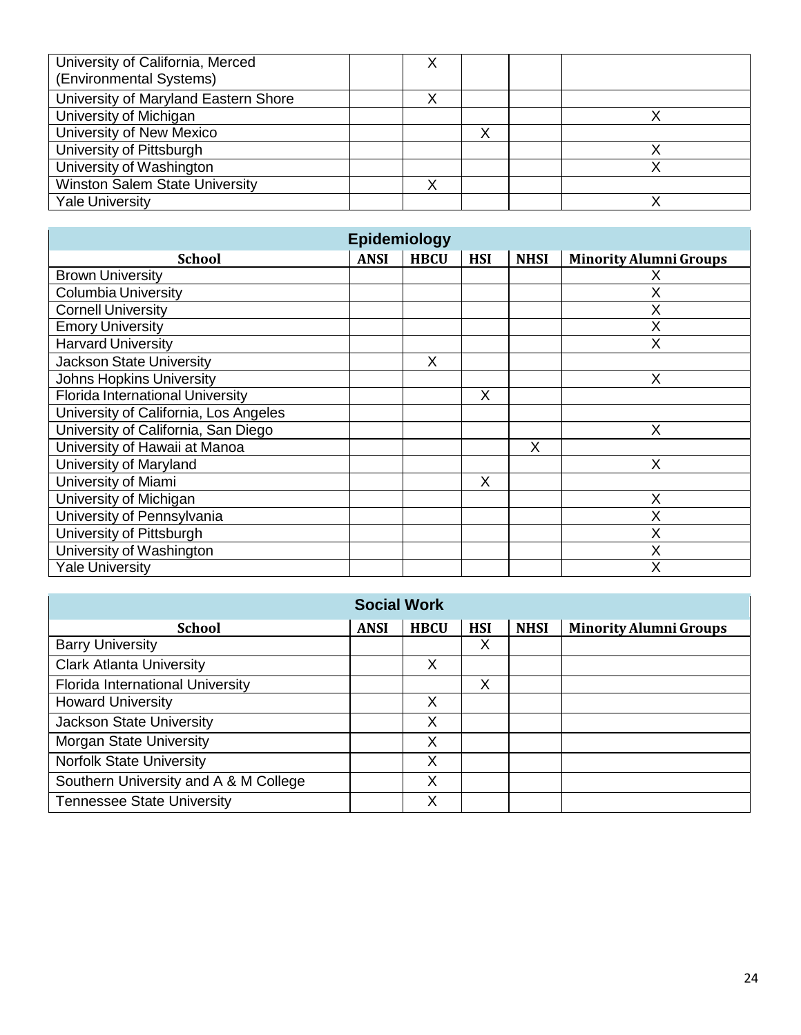| | ANSI | HBCU | HSI | NHSI | Minority Alumni Groups |
|---|---|---|---|---|---|
| University of California, Merced (Environmental Systems) | | X | | | |
| University of Maryland Eastern Shore | | X | | | |
| University of Michigan | | | | | X |
| University of New Mexico | | | X | | |
| University of Pittsburgh | | | | | X |
| University of Washington | | | | | X |
| Winston Salem State University | | X | | | |
| Yale University | | | | | X |

## Epidemiology

| School | ANSI | HBCU | HSI | NHSI | Minority Alumni Groups |
|---|---|---|---|---|---|
| Brown University | | | | | X |
| Columbia University | | | | | X |
| Cornell University | | | | | X |
| Emory University | | | | | X |
| Harvard University | | | | | X |
| Jackson State University | | X | | | |
| Johns Hopkins University | | | | | X |
| Florida International University | | | X | | |
| University of California, Los Angeles | | | | | |
| University of California, San Diego | | | | | X |
| University of Hawaii at Manoa | | | | X | |
| University of Maryland | | | | | X |
| University of Miami | | | X | | |
| University of Michigan | | | | | X |
| University of Pennsylvania | | | | | X |
| University of Pittsburgh | | | | | X |
| University of Washington | | | | | X |
| Yale University | | | | | X |

## Social Work

| School | ANSI | HBCU | HSI | NHSI | Minority Alumni Groups |
|---|---|---|---|---|---|
| Barry University | | | X | | |
| Clark Atlanta University | | X | | | |
| Florida International University | | | X | | |
| Howard University | | X | | | |
| Jackson State University | | X | | | |
| Morgan State University | | X | | | |
| Norfolk State University | | X | | | |
| Southern University and A & M College | | X | | | |
| Tennessee State University | | X | | | |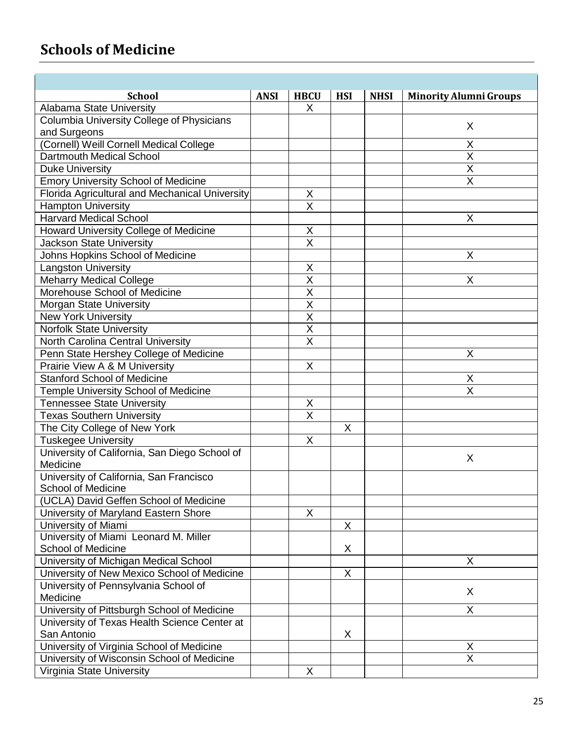## Schools of Medicine

| School | ANSI | HBCU | HSI | NHSI | Minority Alumni Groups |
|---|---|---|---|---|---|
| Alabama State University | | X | | | |
| Columbia University College of Physicians and Surgeons | | | | | X |
| (Cornell) Weill Cornell Medical College | | | | | X |
| Dartmouth Medical School | | | | | X |
| Duke University | | | | | X |
| Emory University School of Medicine | | | | | X |
| Florida Agricultural and Mechanical University | | X | | | |
| Hampton University | | X | | | |
| Harvard Medical School | | | | | X |
| Howard University College of Medicine | | X | | | |
| Jackson State University | | X | | | |
| Johns Hopkins School of Medicine | | | | | X |
| Langston University | | X | | | |
| Meharry Medical College | | X | | | X |
| Morehouse School of Medicine | | X | | | |
| Morgan State University | | X | | | |
| New York University | | X | | | |
| Norfolk State University | | X | | | |
| North Carolina Central University | | X | | | |
| Penn State Hershey College of Medicine | | | | | X |
| Prairie View A & M University | | X | | | |
| Stanford School of Medicine | | | | | X |
| Temple University School of Medicine | | | | | X |
| Tennessee State University | | X | | | |
| Texas Southern University | | X | | | |
| The City College of New York | | | X | | |
| Tuskegee University | | X | | | |
| University of California, San Diego School of Medicine | | | | | X |
| University of California, San Francisco School of Medicine | | | | | |
| (UCLA) David Geffen School of Medicine | | | | | |
| University of Maryland Eastern Shore | | X | | | |
| University of Miami | | | X | | |
| University of Miami Leonard M. Miller School of Medicine | | | X | | |
| University of Michigan Medical School | | | | | X |
| University of New Mexico School of Medicine | | | X | | |
| University of Pennsylvania School of Medicine | | | | | X |
| University of Pittsburgh School of Medicine | | | | | X |
| University of Texas Health Science Center at San Antonio | | | X | | |
| University of Virginia School of Medicine | | | | | X |
| University of Wisconsin School of Medicine | | | | | X |
| Virginia State University | | X | | | |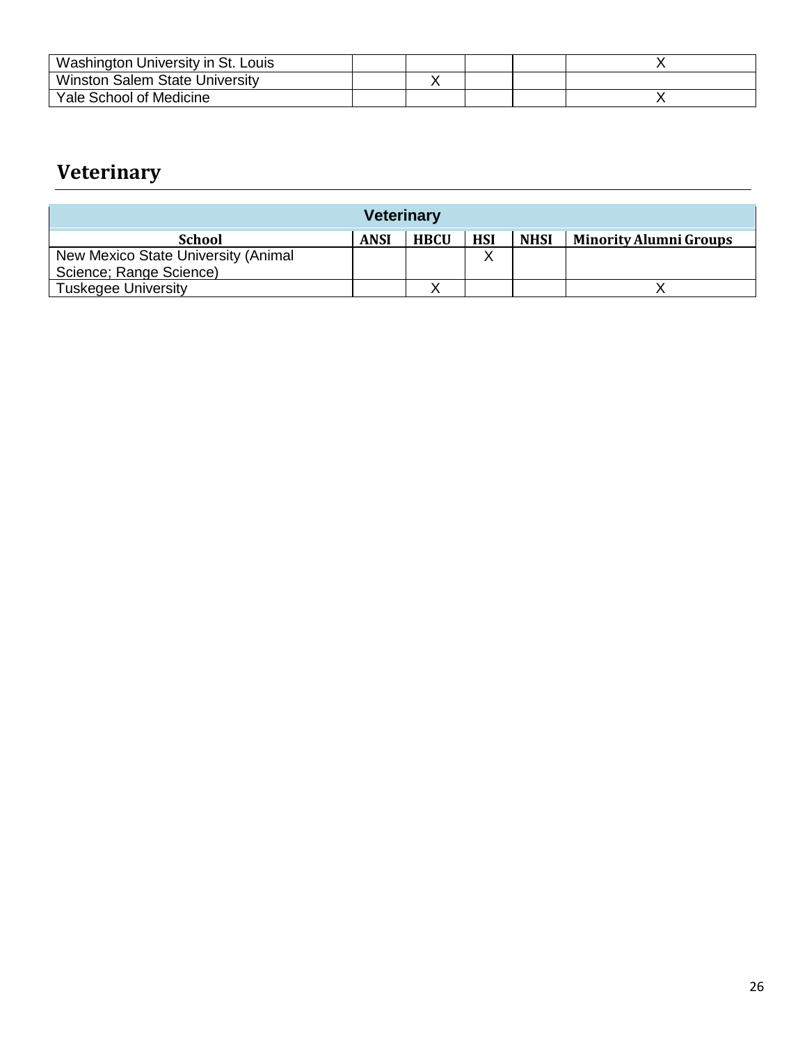| | | | | | |
|---|---|---|---|---|---|
| Washington University in St. Louis | | | | | X |
| Winston Salem State University | | X | | | |
| Yale School of Medicine | | | | | X |

## Veterinary

| Veterinary | | | | | |
|---|---|---|---|---|---|
| **School** | **ANSI** | **HBCU** | **HSI** | **NHSI** | **Minority Alumni Groups** |
| New Mexico State University (Animal Science; Range Science) | | | X | | |
| Tuskegee University | | X | | | X |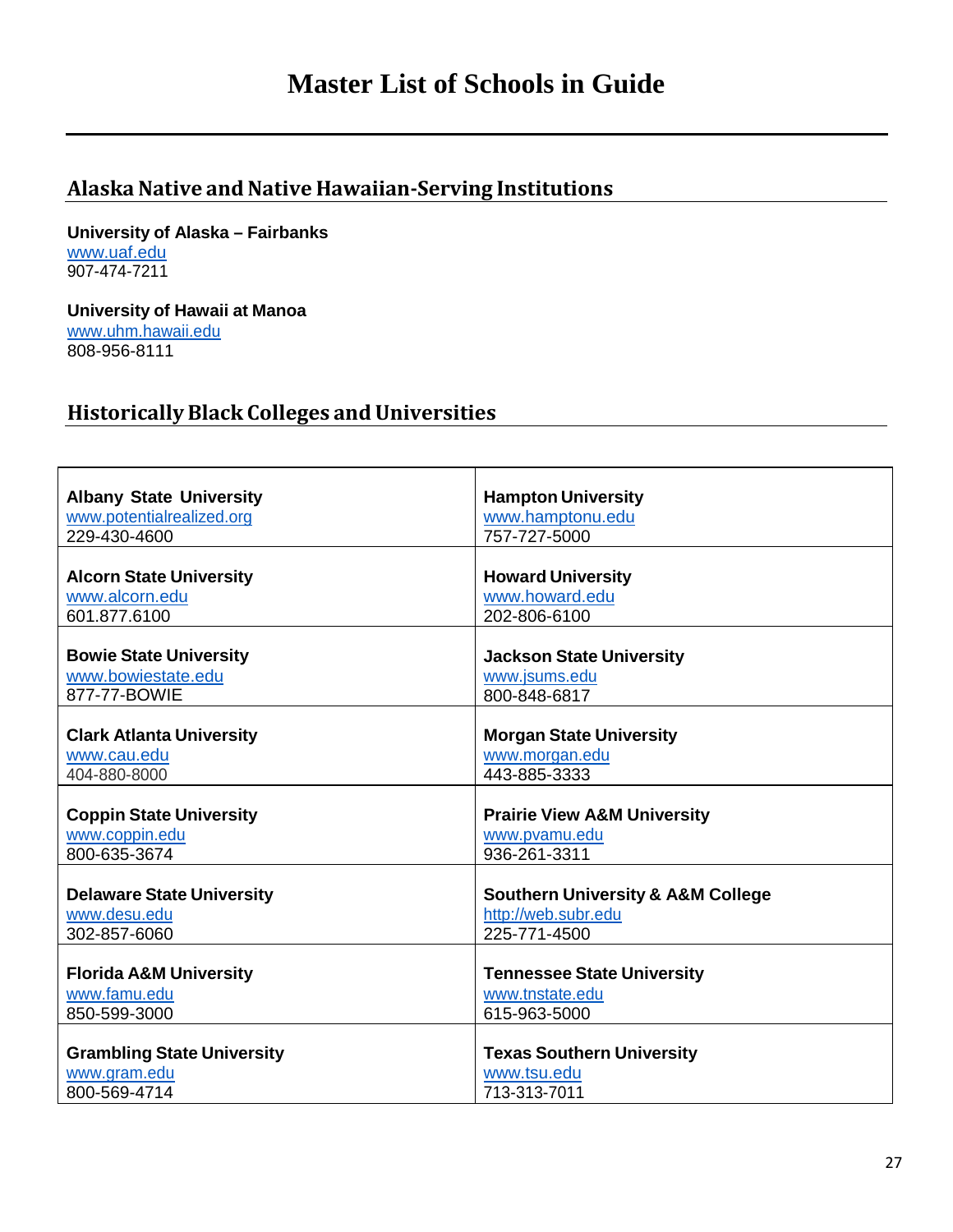# Master List of Schools in Guide

## Alaska Native and Native Hawaiian-Serving Institutions

**University of Alaska – Fairbanks**
www.uaf.edu
907-474-7211

**University of Hawaii at Manoa**
www.uhm.hawaii.edu
808-956-8111

## Historically Black Colleges and Universities

| | |
|---|---|
| **Albany State University**<br>www.potentialrealized.org<br>229-430-4600 | **Hampton University**<br>www.hamptonu.edu<br>757-727-5000 |
| **Alcorn State University**<br>www.alcorn.edu<br>601.877.6100 | **Howard University**<br>www.howard.edu<br>202-806-6100 |
| **Bowie State University**<br>www.bowiestate.edu<br>877-77-BOWIE | **Jackson State University**<br>www.jsums.edu<br>800-848-6817 |
| **Clark Atlanta University**<br>www.cau.edu<br>404-880-8000 | **Morgan State University**<br>www.morgan.edu<br>443-885-3333 |
| **Coppin State University**<br>www.coppin.edu<br>800-635-3674 | **Prairie View A&M University**<br>www.pvamu.edu<br>936-261-3311 |
| **Delaware State University**<br>www.desu.edu<br>302-857-6060 | **Southern University & A&M College**<br>http://web.subr.edu<br>225-771-4500 |
| **Florida A&M University**<br>www.famu.edu<br>850-599-3000 | **Tennessee State University**<br>www.tnstate.edu<br>615-963-5000 |
| **Grambling State University**<br>www.gram.edu<br>800-569-4714 | **Texas Southern University**<br>www.tsu.edu<br>713-313-7011 |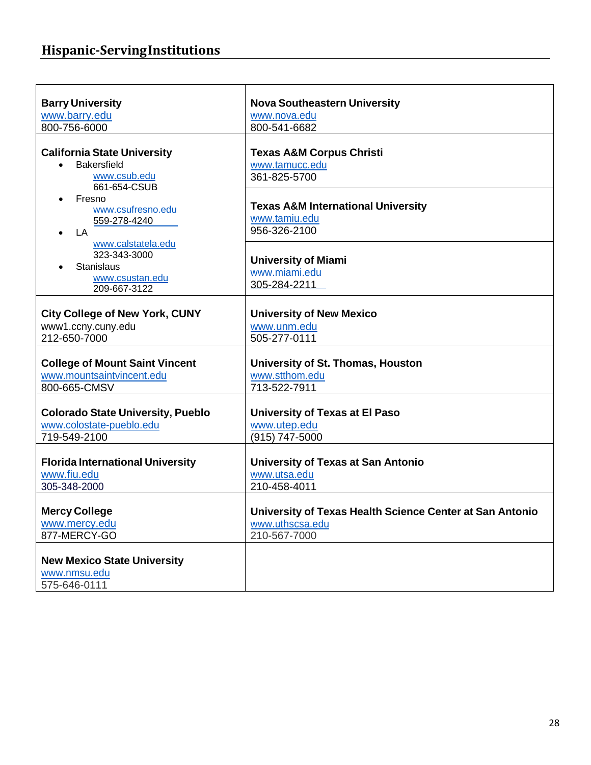## Hispanic-Serving Institutions

| | |
|---|---|
| **Barry University**<br>www.barry.edu<br>800-756-6000 | **Nova Southeastern University**<br>www.nova.edu<br>800-541-6682 |
| **California State University**<br>• Bakersfield<br>www.csub.edu<br>661-654-CSUB<br>• Fresno<br>www.csufresno.edu<br>559-278-4240<br>• LA<br>www.calstatela.edu<br>323-343-3000<br>• Stanislaus<br>www.csustan.edu<br>209-667-3122 | **Texas A&M Corpus Christi**<br>www.tamucc.edu<br>361-825-5700<br><br>**Texas A&M International University**<br>www.tamiu.edu<br>956-326-2100<br><br>**University of Miami**<br>www.miami.edu<br>305-284-2211 |
| **City College of New York, CUNY**<br>www1.ccny.cuny.edu<br>212-650-7000 | **University of New Mexico**<br>www.unm.edu<br>505-277-0111 |
| **College of Mount Saint Vincent**<br>www.mountsaintvincent.edu<br>800-665-CMSV | **University of St. Thomas, Houston**<br>www.stthom.edu<br>713-522-7911 |
| **Colorado State University, Pueblo**<br>www.colostate-pueblo.edu<br>719-549-2100 | **University of Texas at El Paso**<br>www.utep.edu<br>(915) 747-5000 |
| **Florida International University**<br>www.fiu.edu<br>305-348-2000 | **University of Texas at San Antonio**<br>www.utsa.edu<br>210-458-4011 |
| **Mercy College**<br>www.mercy.edu<br>877-MERCY-GO | **University of Texas Health Science Center at San Antonio**<br>www.uthscsa.edu<br>210-567-7000 |
| **New Mexico State University**<br>www.nmsu.edu<br>575-646-0111 | |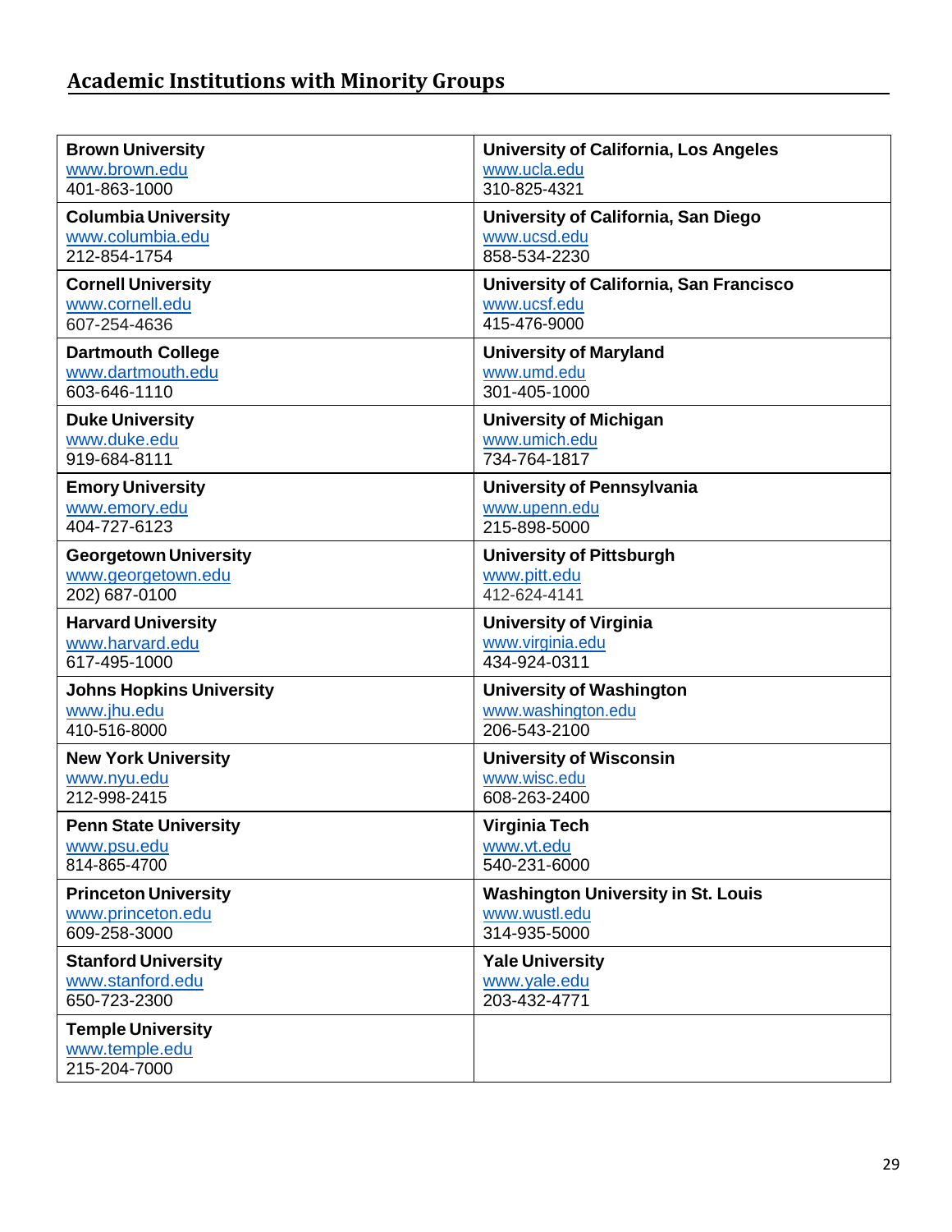## Academic Institutions with Minority Groups

| | |
|---|---|
| **Brown University**<br>www.brown.edu<br>401-863-1000 | **University of California, Los Angeles**<br>www.ucla.edu<br>310-825-4321 |
| **Columbia University**<br>www.columbia.edu<br>212-854-1754 | **University of California, San Diego**<br>www.ucsd.edu<br>858-534-2230 |
| **Cornell University**<br>www.cornell.edu<br>607-254-4636 | **University of California, San Francisco**<br>www.ucsf.edu<br>415-476-9000 |
| **Dartmouth College**<br>www.dartmouth.edu<br>603-646-1110 | **University of Maryland**<br>www.umd.edu<br>301-405-1000 |
| **Duke University**<br>www.duke.edu<br>919-684-8111 | **University of Michigan**<br>www.umich.edu<br>734-764-1817 |
| **Emory University**<br>www.emory.edu<br>404-727-6123 | **University of Pennsylvania**<br>www.upenn.edu<br>215-898-5000 |
| **Georgetown University**<br>www.georgetown.edu<br>202) 687-0100 | **University of Pittsburgh**<br>www.pitt.edu<br>412-624-4141 |
| **Harvard University**<br>www.harvard.edu<br>617-495-1000 | **University of Virginia**<br>www.virginia.edu<br>434-924-0311 |
| **Johns Hopkins University**<br>www.jhu.edu<br>410-516-8000 | **University of Washington**<br>www.washington.edu<br>206-543-2100 |
| **New York University**<br>www.nyu.edu<br>212-998-2415 | **University of Wisconsin**<br>www.wisc.edu<br>608-263-2400 |
| **Penn State University**<br>www.psu.edu<br>814-865-4700 | **Virginia Tech**<br>www.vt.edu<br>540-231-6000 |
| **Princeton University**<br>www.princeton.edu<br>609-258-3000 | **Washington University in St. Louis**<br>www.wustl.edu<br>314-935-5000 |
| **Stanford University**<br>www.stanford.edu<br>650-723-2300 | **Yale University**<br>www.yale.edu<br>203-432-4771 |
| **Temple University**<br>www.temple.edu<br>215-204-7000 | |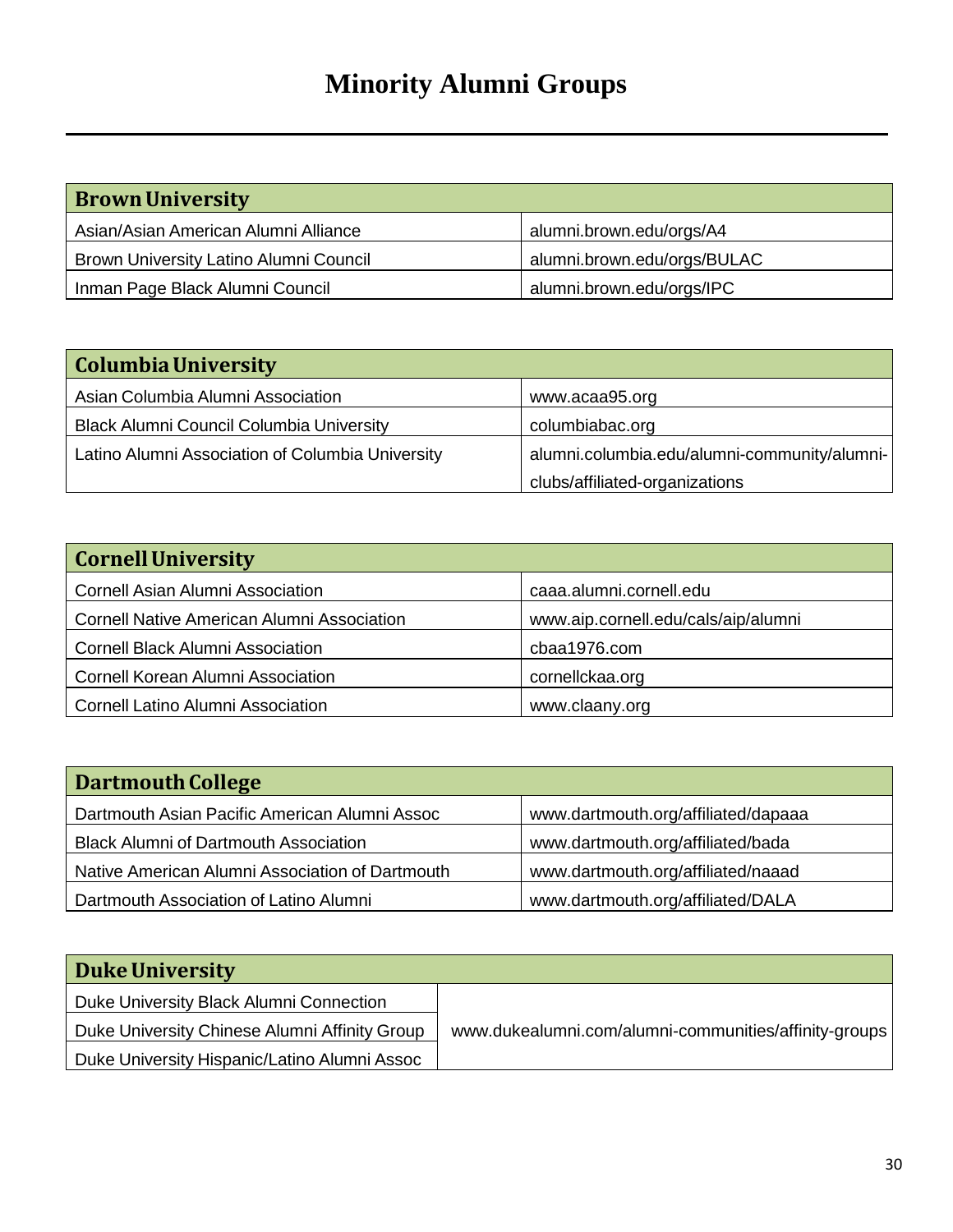# Minority Alumni Groups

| Brown University | |
|---|---|
| Asian/Asian American Alumni Alliance | alumni.brown.edu/orgs/A4 |
| Brown University Latino Alumni Council | alumni.brown.edu/orgs/BULAC |
| Inman Page Black Alumni Council | alumni.brown.edu/orgs/IPC |

| Columbia University | |
|---|---|
| Asian Columbia Alumni Association | www.acaa95.org |
| Black Alumni Council Columbia University | columbiabac.org |
| Latino Alumni Association of Columbia University | alumni.columbia.edu/alumni-community/alumni-clubs/affiliated-organizations |

| Cornell University | |
|---|---|
| Cornell Asian Alumni Association | caaa.alumni.cornell.edu |
| Cornell Native American Alumni Association | www.aip.cornell.edu/cals/aip/alumni |
| Cornell Black Alumni Association | cbaa1976.com |
| Cornell Korean Alumni Association | cornellckaa.org |
| Cornell Latino Alumni Association | www.claany.org |

| Dartmouth College | |
|---|---|
| Dartmouth Asian Pacific American Alumni Assoc | www.dartmouth.org/affiliated/dapaaa |
| Black Alumni of Dartmouth Association | www.dartmouth.org/affiliated/bada |
| Native American Alumni Association of Dartmouth | www.dartmouth.org/affiliated/naaad |
| Dartmouth Association of Latino Alumni | www.dartmouth.org/affiliated/DALA |

| Duke University | |
|---|---|
| Duke University Black Alumni Connection | www.dukealumni.com/alumni-communities/affinity-groups |
| Duke University Chinese Alumni Affinity Group | |
| Duke University Hispanic/Latino Alumni Assoc | |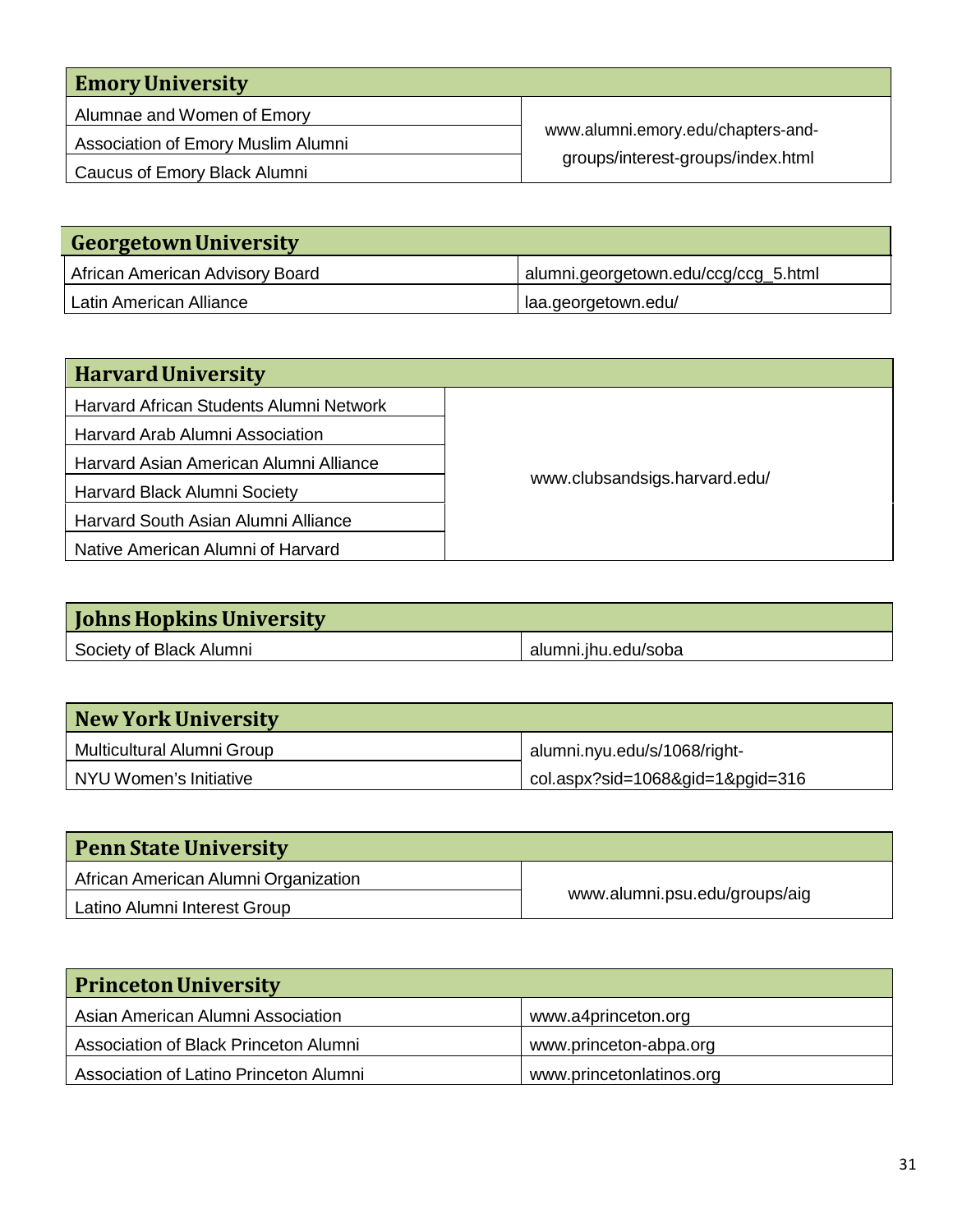| Emory University | |
|---|---|
| Alumnae and Women of Emory | www.alumni.emory.edu/chapters-and-groups/interest-groups/index.html |
| Association of Emory Muslim Alumni | |
| Caucus of Emory Black Alumni | |

| Georgetown University | |
|---|---|
| African American Advisory Board | alumni.georgetown.edu/ccg/ccg_5.html |
| Latin American Alliance | laa.georgetown.edu/ |

| Harvard University | |
|---|---|
| Harvard African Students Alumni Network | www.clubsandsigs.harvard.edu/ |
| Harvard Arab Alumni Association | |
| Harvard Asian American Alumni Alliance | |
| Harvard Black Alumni Society | |
| Harvard South Asian Alumni Alliance | |
| Native American Alumni of Harvard | |

| Johns Hopkins University | |
|---|---|
| Society of Black Alumni | alumni.jhu.edu/soba |

| New York University | |
|---|---|
| Multicultural Alumni Group | alumni.nyu.edu/s/1068/right-col.aspx?sid=1068&gid=1&pgid=316 |
| NYU Women's Initiative | |

| Penn State University | |
|---|---|
| African American Alumni Organization | www.alumni.psu.edu/groups/aig |
| Latino Alumni Interest Group | |

| Princeton University | |
|---|---|
| Asian American Alumni Association | www.a4princeton.org |
| Association of Black Princeton Alumni | www.princeton-abpa.org |
| Association of Latino Princeton Alumni | www.princetonlatinos.org |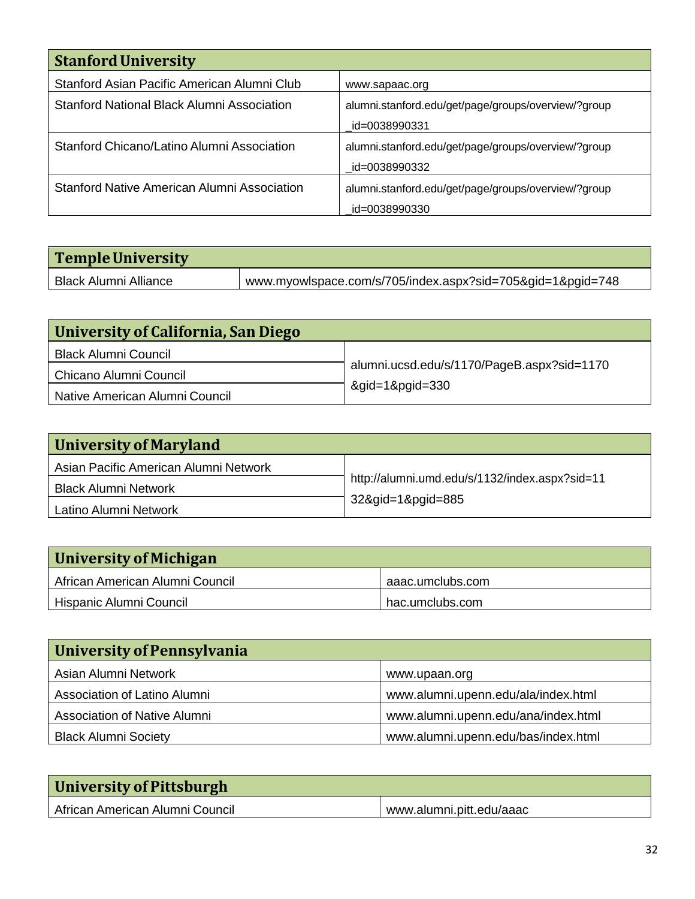| Stanford University | |
|---|---|
| Stanford Asian Pacific American Alumni Club | www.sapaac.org |
| Stanford National Black Alumni Association | alumni.stanford.edu/get/page/groups/overview/?group_id=0038990331 |
| Stanford Chicano/Latino Alumni Association | alumni.stanford.edu/get/page/groups/overview/?group_id=0038990332 |
| Stanford Native American Alumni Association | alumni.stanford.edu/get/page/groups/overview/?group_id=0038990330 |

| Temple University | |
|---|---|
| Black Alumni Alliance | www.myowlspace.com/s/705/index.aspx?sid=705&gid=1&pgid=748 |

| University of California, San Diego | |
|---|---|
| Black Alumni Council | alumni.ucsd.edu/s/1170/PageB.aspx?sid=1170&gid=1&pgid=330 |
| Chicano Alumni Council | |
| Native American Alumni Council | |

| University of Maryland | |
|---|---|
| Asian Pacific American Alumni Network | http://alumni.umd.edu/s/1132/index.aspx?sid=1132&gid=1&pgid=885 |
| Black Alumni Network | |
| Latino Alumni Network | |

| University of Michigan | |
|---|---|
| African American Alumni Council | aaac.umclubs.com |
| Hispanic Alumni Council | hac.umclubs.com |

| University of Pennsylvania | |
|---|---|
| Asian Alumni Network | www.upaan.org |
| Association of Latino Alumni | www.alumni.upenn.edu/ala/index.html |
| Association of Native Alumni | www.alumni.upenn.edu/ana/index.html |
| Black Alumni Society | www.alumni.upenn.edu/bas/index.html |

| University of Pittsburgh | |
|---|---|
| African American Alumni Council | www.alumni.pitt.edu/aaac |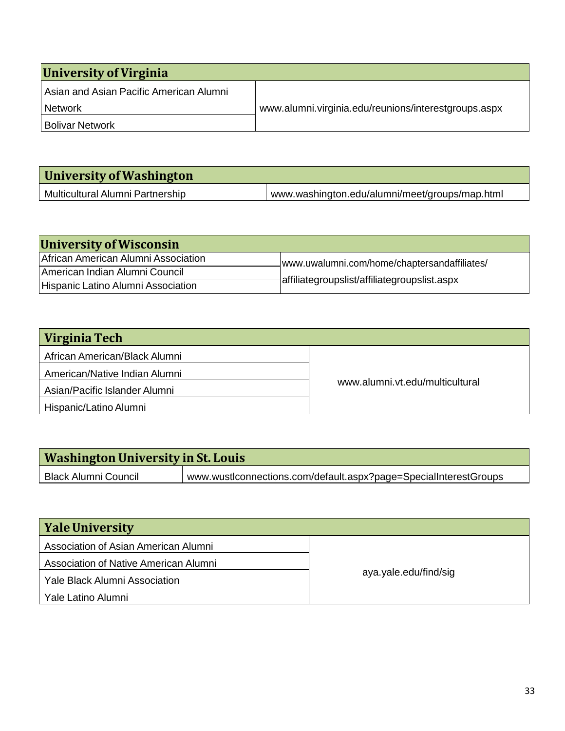| University of Virginia | |
|---|---|
| Asian and Asian Pacific American Alumni Network | www.alumni.virginia.edu/reunions/interestgroups.aspx |
| Bolivar Network | |

| University of Washington | |
|---|---|
| Multicultural Alumni Partnership | www.washington.edu/alumni/meet/groups/map.html |

| University of Wisconsin | |
|---|---|
| African American Alumni Association | www.uwalumni.com/home/chaptersandaffiliates/affiliategroupslist/affiliategroupslist.aspx |
| American Indian Alumni Council | |
| Hispanic Latino Alumni Association | |

| Virginia Tech | |
|---|---|
| African American/Black Alumni | www.alumni.vt.edu/multicultural |
| American/Native Indian Alumni | |
| Asian/Pacific Islander Alumni | |
| Hispanic/Latino Alumni | |

| Washington University in St. Louis | |
|---|---|
| Black Alumni Council | www.wustlconnections.com/default.aspx?page=SpecialInterestGroups |

| Yale University | |
|---|---|
| Association of Asian American Alumni | aya.yale.edu/find/sig |
| Association of Native American Alumni | |
| Yale Black Alumni Association | |
| Yale Latino Alumni | |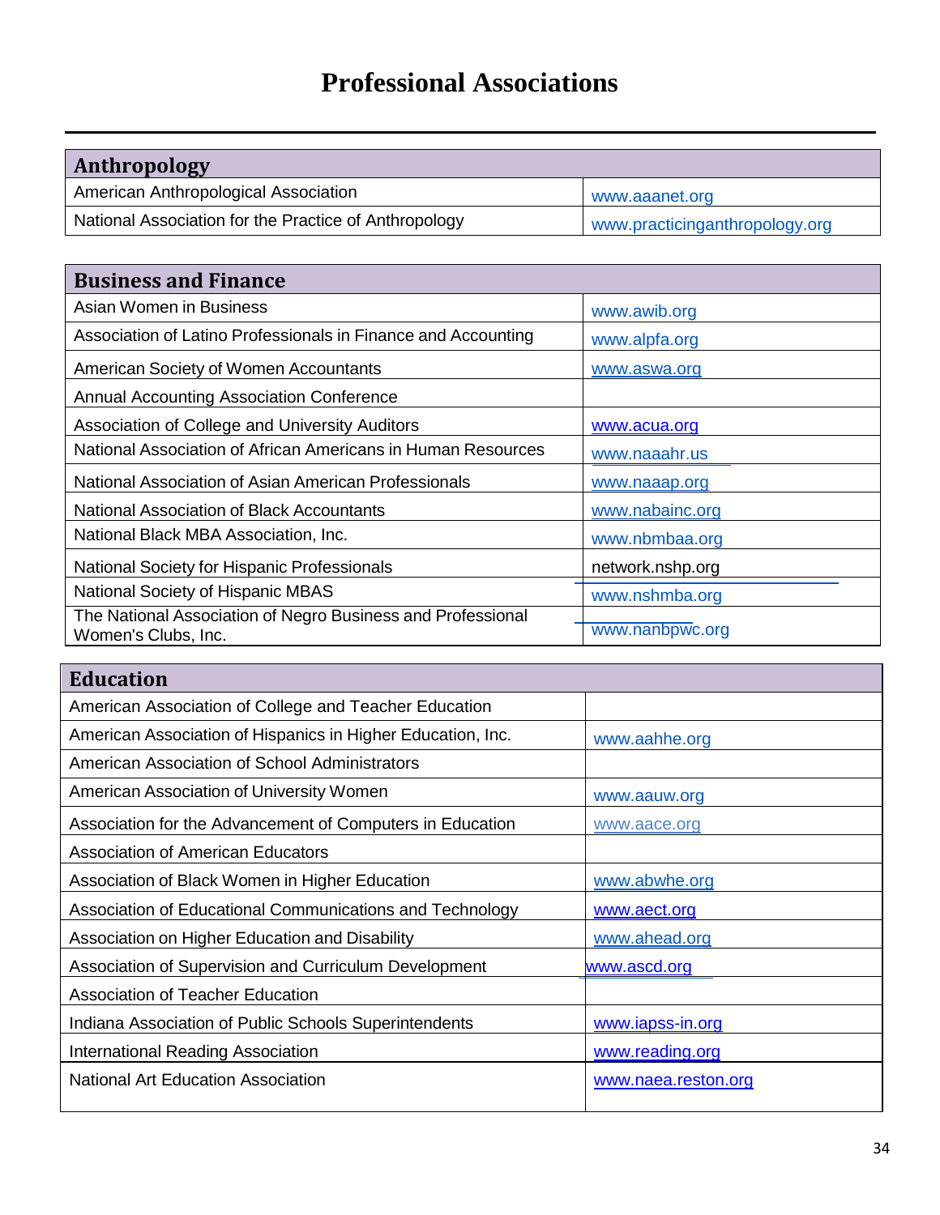# Professional Associations

| Anthropology | |
|---|---|
| American Anthropological Association | www.aaanet.org |
| National Association for the Practice of Anthropology | www.practicinganthropology.org |

| Business and Finance | |
|---|---|
| Asian Women in Business | www.awib.org |
| Association of Latino Professionals in Finance and Accounting | www.alpfa.org |
| American Society of Women Accountants | www.aswa.org |
| Annual Accounting Association Conference | |
| Association of College and University Auditors | www.acua.org |
| National Association of African Americans in Human Resources | www.naaahr.us |
| National Association of Asian American Professionals | www.naaap.org |
| National Association of Black Accountants | www.nabainc.org |
| National Black MBA Association, Inc. | www.nbmbaa.org |
| National Society for Hispanic Professionals | network.nshp.org |
| National Society of Hispanic MBAS | www.nshmba.org |
| The National Association of Negro Business and Professional Women's Clubs, Inc. | www.nanbpwc.org |

| Education | |
|---|---|
| American Association of College and Teacher Education | |
| American Association of Hispanics in Higher Education, Inc. | www.aahhe.org |
| American Association of School Administrators | |
| American Association of University Women | www.aauw.org |
| Association for the Advancement of Computers in Education | www.aace.org |
| Association of American Educators | |
| Association of Black Women in Higher Education | www.abwhe.org |
| Association of Educational Communications and Technology | www.aect.org |
| Association on Higher Education and Disability | www.ahead.org |
| Association of Supervision and Curriculum Development | www.ascd.org |
| Association of Teacher Education | |
| Indiana Association of Public Schools Superintendents | www.iapss-in.org |
| International Reading Association | www.reading.org |
| National Art Education Association | www.naea.reston.org |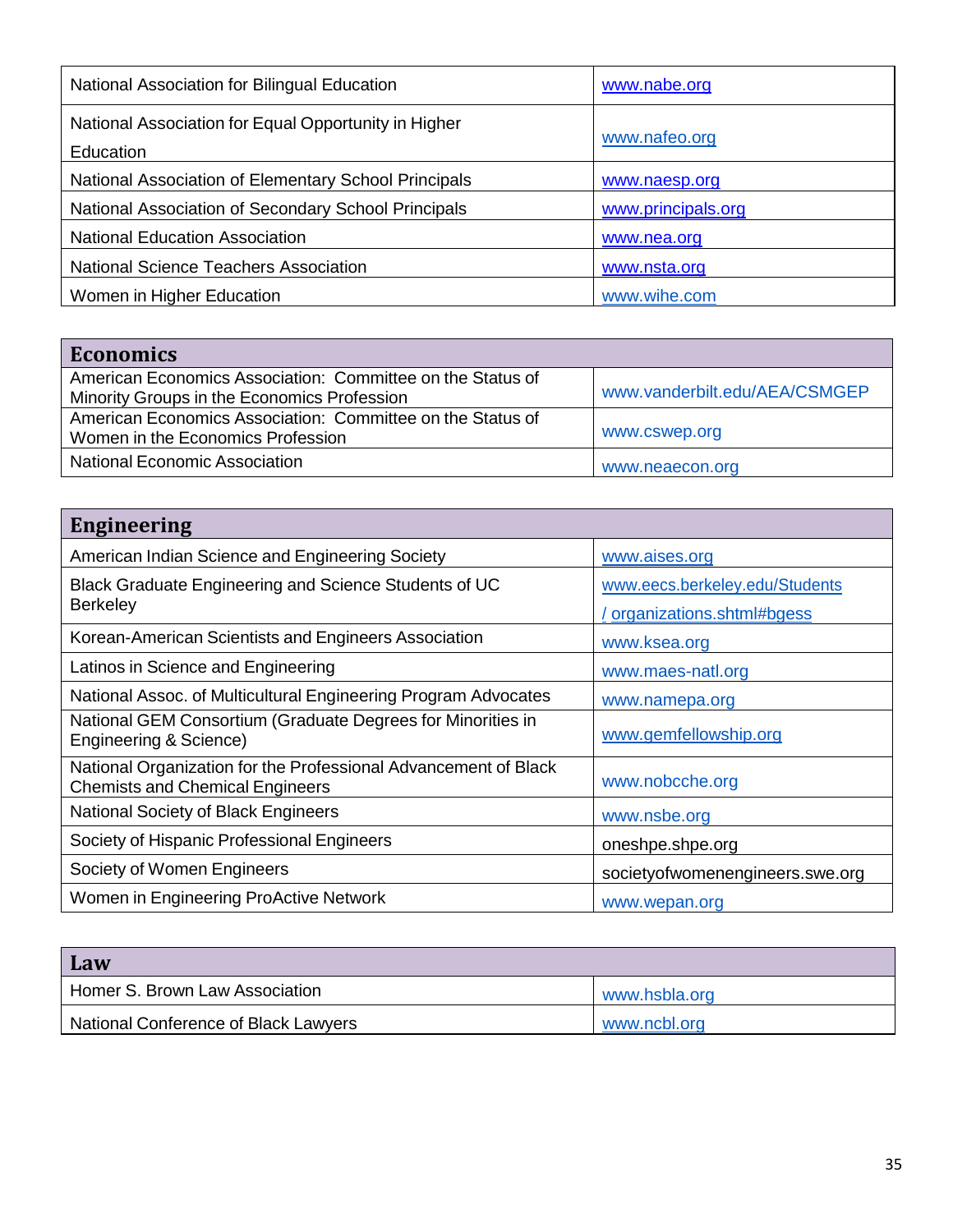| | |
|---|---|
| National Association for Bilingual Education | www.nabe.org |
| National Association for Equal Opportunity in Higher Education | www.nafeo.org |
| National Association of Elementary School Principals | www.naesp.org |
| National Association of Secondary School Principals | www.principals.org |
| National Education Association | www.nea.org |
| National Science Teachers Association | www.nsta.org |
| Women in Higher Education | www.wihe.com |

| **Economics** | |
|---|---|
| American Economics Association: Committee on the Status of Minority Groups in the Economics Profession | www.vanderbilt.edu/AEA/CSMGEP |
| American Economics Association: Committee on the Status of Women in the Economics Profession | www.cswep.org |
| National Economic Association | www.neaecon.org |

| **Engineering** | |
|---|---|
| American Indian Science and Engineering Society | www.aises.org |
| Black Graduate Engineering and Science Students of UC Berkeley | www.eecs.berkeley.edu/Students / organizations.shtml#bgess |
| Korean-American Scientists and Engineers Association | www.ksea.org |
| Latinos in Science and Engineering | www.maes-natl.org |
| National Assoc. of Multicultural Engineering Program Advocates | www.namepa.org |
| National GEM Consortium (Graduate Degrees for Minorities in Engineering & Science) | www.gemfellowship.org |
| National Organization for the Professional Advancement of Black Chemists and Chemical Engineers | www.nobcche.org |
| National Society of Black Engineers | www.nsbe.org |
| Society of Hispanic Professional Engineers | oneshpe.shpe.org |
| Society of Women Engineers | societyofwomenengineers.swe.org |
| Women in Engineering ProActive Network | www.wepan.org |

| **Law** | |
|---|---|
| Homer S. Brown Law Association | www.hsbla.org |
| National Conference of Black Lawyers | www.ncbl.org |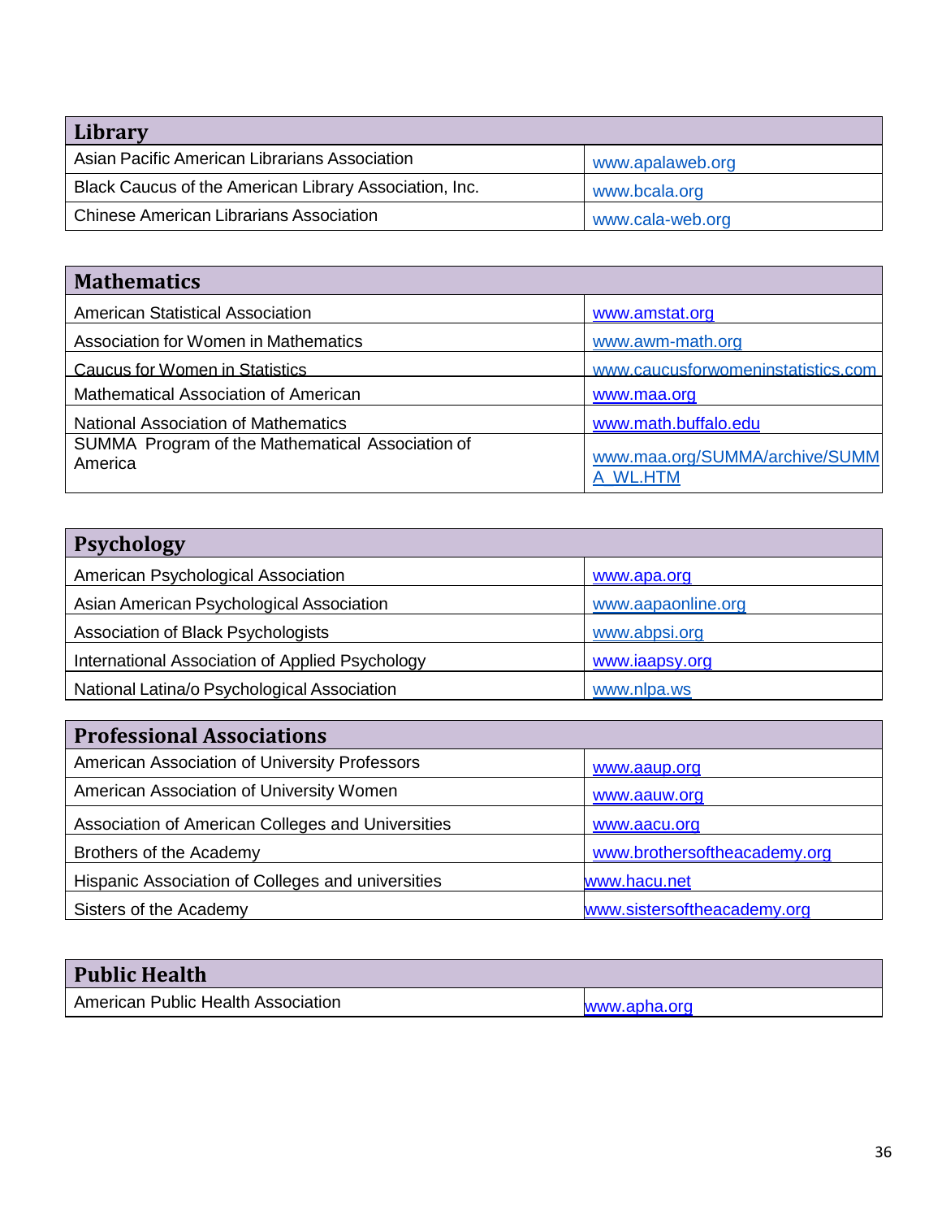| Library | |
|---|---|
| Asian Pacific American Librarians Association | www.apalaweb.org |
| Black Caucus of the American Library Association, Inc. | www.bcala.org |
| Chinese American Librarians Association | www.cala-web.org |

| Mathematics | |
|---|---|
| American Statistical Association | www.amstat.org |
| Association for Women in Mathematics | www.awm-math.org |
| Caucus for Women in Statistics | www.caucusforwomeninstatistics.com |
| Mathematical Association of American | www.maa.org |
| National Association of Mathematics | www.math.buffalo.edu |
| SUMMA Program of the Mathematical Association of America | www.maa.org/SUMMA/archive/SUMMA_WL.HTM |

| Psychology | |
|---|---|
| American Psychological Association | www.apa.org |
| Asian American Psychological Association | www.aapaonline.org |
| Association of Black Psychologists | www.abpsi.org |
| International Association of Applied Psychology | www.iaapsy.org |
| National Latina/o Psychological Association | www.nlpa.ws |

| Professional Associations | |
|---|---|
| American Association of University Professors | www.aaup.org |
| American Association of University Women | www.aauw.org |
| Association of American Colleges and Universities | www.aacu.org |
| Brothers of the Academy | www.brothersoftheacademy.org |
| Hispanic Association of Colleges and universities | www.hacu.net |
| Sisters of the Academy | www.sistersoftheacademy.org |

| Public Health | |
|---|---|
| American Public Health Association | www.apha.org |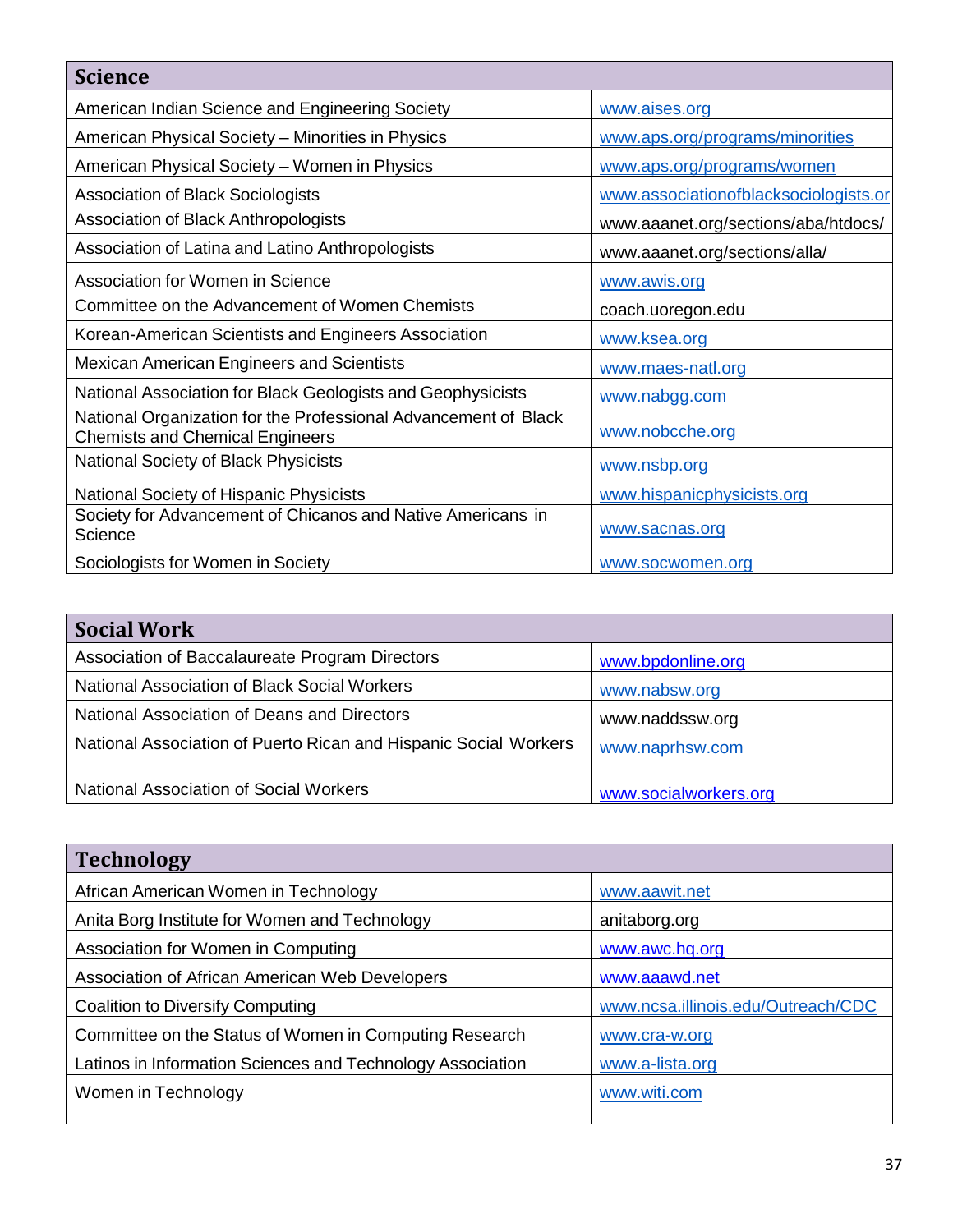| Science | |
|---|---|
| American Indian Science and Engineering Society | www.aises.org |
| American Physical Society – Minorities in Physics | www.aps.org/programs/minorities |
| American Physical Society – Women in Physics | www.aps.org/programs/women |
| Association of Black Sociologists | www.associationofblacksociologists.or |
| Association of Black Anthropologists | www.aaanet.org/sections/aba/htdocs/ |
| Association of Latina and Latino Anthropologists | www.aaanet.org/sections/alla/ |
| Association for Women in Science | www.awis.org |
| Committee on the Advancement of Women Chemists | coach.uoregon.edu |
| Korean-American Scientists and Engineers Association | www.ksea.org |
| Mexican American Engineers and Scientists | www.maes-natl.org |
| National Association for Black Geologists and Geophysicists | www.nabgg.com |
| National Organization for the Professional Advancement of Black Chemists and Chemical Engineers | www.nobcche.org |
| National Society of Black Physicists | www.nsbp.org |
| National Society of Hispanic Physicists | www.hispanicphysicists.org |
| Society for Advancement of Chicanos and Native Americans in Science | www.sacnas.org |
| Sociologists for Women in Society | www.socwomen.org |

| Social Work | |
|---|---|
| Association of Baccalaureate Program Directors | www.bpdonline.org |
| National Association of Black Social Workers | www.nabsw.org |
| National Association of Deans and Directors | www.naddssw.org |
| National Association of Puerto Rican and Hispanic Social Workers | www.naprhsw.com |
| National Association of Social Workers | www.socialworkers.org |

| Technology | |
|---|---|
| African American Women in Technology | www.aawit.net |
| Anita Borg Institute for Women and Technology | anitaborg.org |
| Association for Women in Computing | www.awc.hq.org |
| Association of African American Web Developers | www.aaawd.net |
| Coalition to Diversify Computing | www.ncsa.illinois.edu/Outreach/CDC |
| Committee on the Status of Women in Computing Research | www.cra-w.org |
| Latinos in Information Sciences and Technology Association | www.a-lista.org |
| Women in Technology | www.witi.com |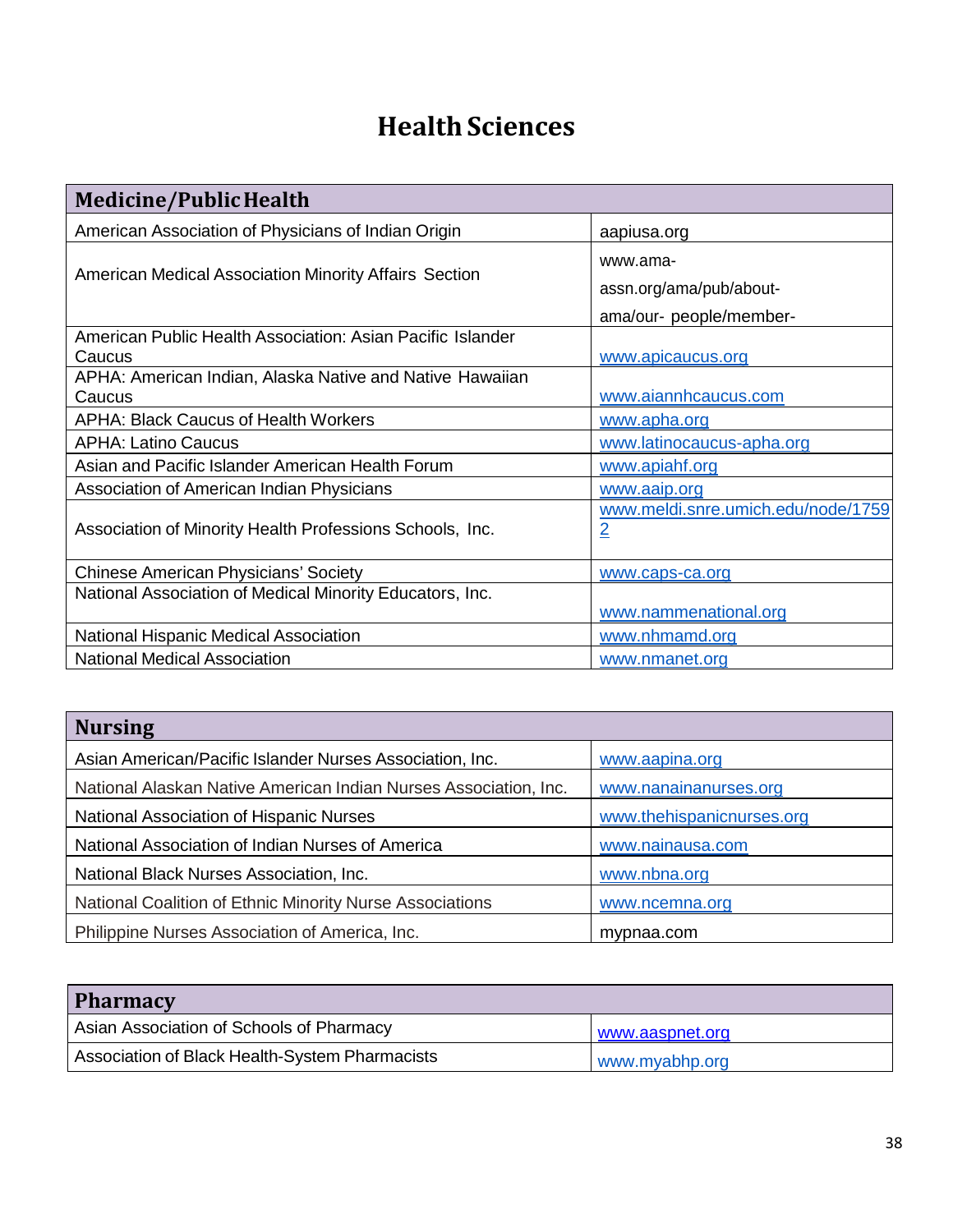# Health Sciences

| Medicine/Public Health | |
|---|---|
| American Association of Physicians of Indian Origin | aapiusa.org |
| American Medical Association Minority Affairs Section | www.ama-assn.org/ama/pub/about-ama/our- people/member- |
| American Public Health Association: Asian Pacific Islander Caucus | www.apicaucus.org |
| APHA: American Indian, Alaska Native and Native Hawaiian Caucus | www.aiannhcaucus.com |
| APHA: Black Caucus of Health Workers | www.apha.org |
| APHA: Latino Caucus | www.latinocaucus-apha.org |
| Asian and Pacific Islander American Health Forum | www.apiahf.org |
| Association of American Indian Physicians | www.aaip.org |
| Association of Minority Health Professions Schools, Inc. | www.meldi.snre.umich.edu/node/17592 |
| Chinese American Physicians' Society | www.caps-ca.org |
| National Association of Medical Minority Educators, Inc. | www.nammenational.org |
| National Hispanic Medical Association | www.nhmamd.org |
| National Medical Association | www.nmanet.org |

| Nursing | |
|---|---|
| Asian American/Pacific Islander Nurses Association, Inc. | www.aapina.org |
| National Alaskan Native American Indian Nurses Association, Inc. | www.nanainanurses.org |
| National Association of Hispanic Nurses | www.thehispanicnurses.org |
| National Association of Indian Nurses of America | www.nainausa.com |
| National Black Nurses Association, Inc. | www.nbna.org |
| National Coalition of Ethnic Minority Nurse Associations | www.ncemna.org |
| Philippine Nurses Association of America, Inc. | mypnaa.com |

| Pharmacy | |
|---|---|
| Asian Association of Schools of Pharmacy | www.aaspnet.org |
| Association of Black Health-System Pharmacists | www.myabhp.org |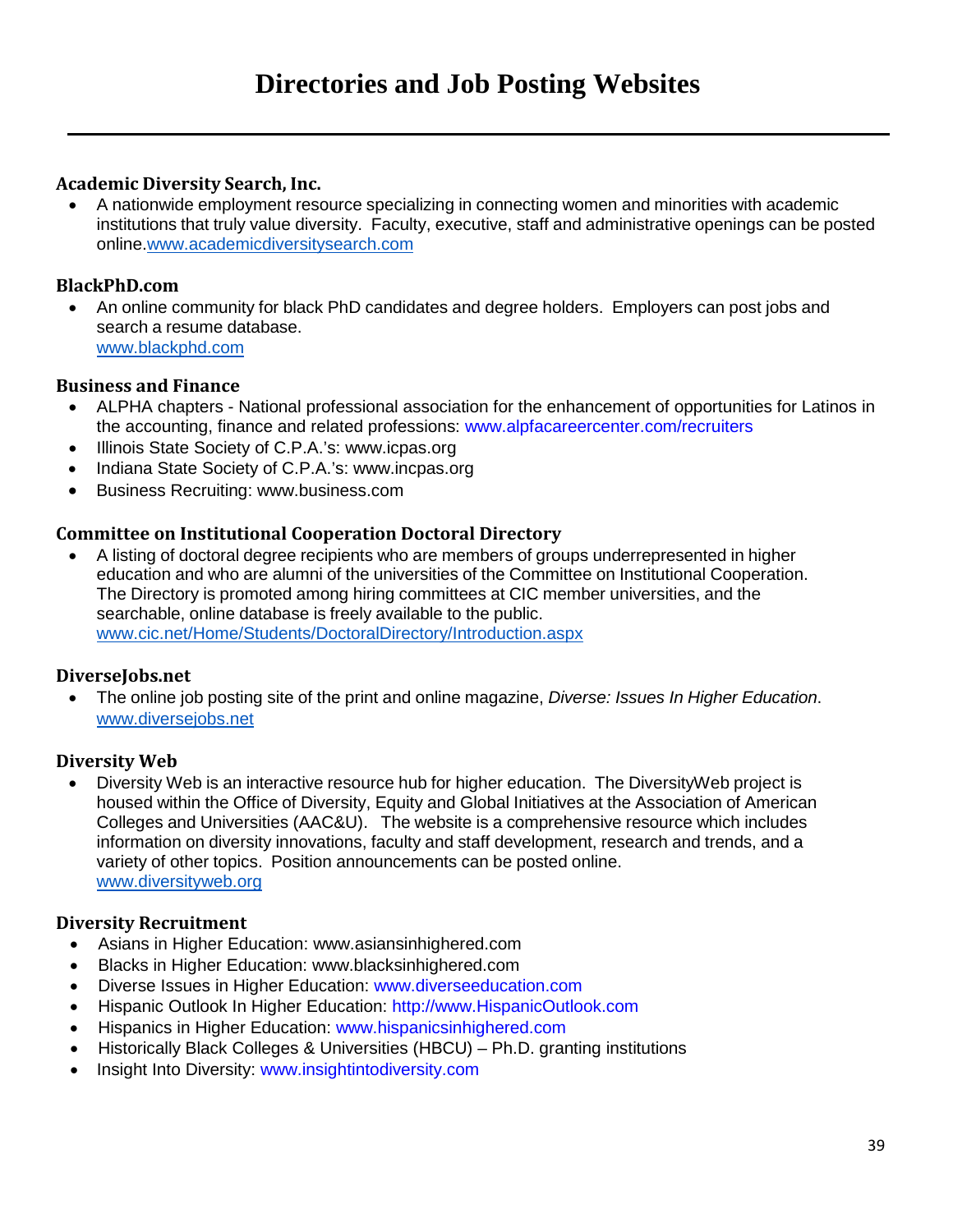# Directories and Job Posting Websites

### Academic Diversity Search, Inc.

- A nationwide employment resource specializing in connecting women and minorities with academic institutions that truly value diversity. Faculty, executive, staff and administrative openings can be posted online.www.academicdiversitysearch.com

### BlackPhD.com

- An online community for black PhD candidates and degree holders. Employers can post jobs and search a resume database.
  www.blackphd.com

### Business and Finance

- ALPHA chapters - National professional association for the enhancement of opportunities for Latinos in the accounting, finance and related professions: www.alpfacareercenter.com/recruiters
- Illinois State Society of C.P.A.'s: www.icpas.org
- Indiana State Society of C.P.A.'s: www.incpas.org
- Business Recruiting: www.business.com

### Committee on Institutional Cooperation Doctoral Directory

- A listing of doctoral degree recipients who are members of groups underrepresented in higher education and who are alumni of the universities of the Committee on Institutional Cooperation. The Directory is promoted among hiring committees at CIC member universities, and the searchable, online database is freely available to the public.
  www.cic.net/Home/Students/DoctoralDirectory/Introduction.aspx

### DiverseJobs.net

- The online job posting site of the print and online magazine, *Diverse: Issues In Higher Education*.
  www.diversejobs.net

### Diversity Web

- Diversity Web is an interactive resource hub for higher education. The DiversityWeb project is housed within the Office of Diversity, Equity and Global Initiatives at the Association of American Colleges and Universities (AAC&U). The website is a comprehensive resource which includes information on diversity innovations, faculty and staff development, research and trends, and a variety of other topics. Position announcements can be posted online.
  www.diversityweb.org

### Diversity Recruitment

- Asians in Higher Education: www.asiansinhighered.com
- Blacks in Higher Education: www.blacksinhighered.com
- Diverse Issues in Higher Education: www.diverseeducation.com
- Hispanic Outlook In Higher Education: http://www.HispanicOutlook.com
- Hispanics in Higher Education: www.hispanicsinhighered.com
- Historically Black Colleges & Universities (HBCU) – Ph.D. granting institutions
- Insight Into Diversity: www.insightintodiversity.com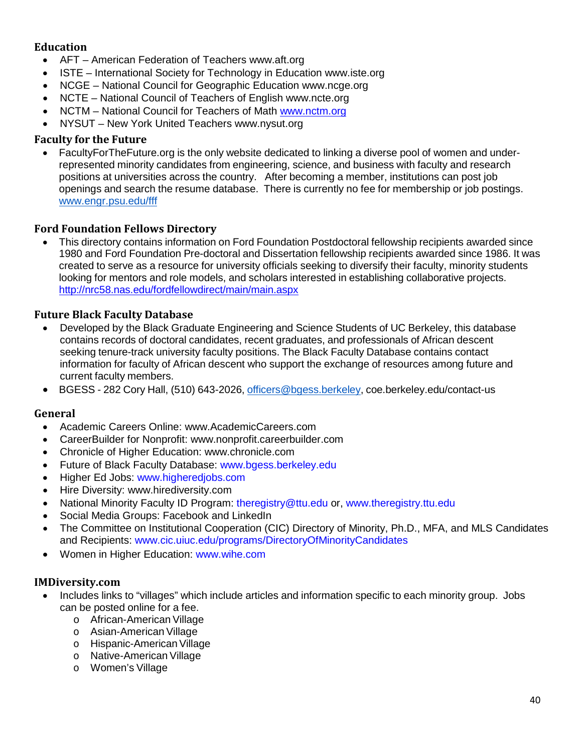### Education

- AFT – American Federation of Teachers www.aft.org
- ISTE – International Society for Technology in Education www.iste.org
- NCGE – National Council for Geographic Education www.ncge.org
- NCTE – National Council of Teachers of English www.ncte.org
- NCTM – National Council for Teachers of Math www.nctm.org
- NYSUT – New York United Teachers www.nysut.org

### Faculty for the Future

- FacultyForTheFuture.org is the only website dedicated to linking a diverse pool of women and under-represented minority candidates from engineering, science, and business with faculty and research positions at universities across the country. After becoming a member, institutions can post job openings and search the resume database. There is currently no fee for membership or job postings. www.engr.psu.edu/fff

### Ford Foundation Fellows Directory

- This directory contains information on Ford Foundation Postdoctoral fellowship recipients awarded since 1980 and Ford Foundation Pre-doctoral and Dissertation fellowship recipients awarded since 1986. It was created to serve as a resource for university officials seeking to diversify their faculty, minority students looking for mentors and role models, and scholars interested in establishing collaborative projects. http://nrc58.nas.edu/fordfellowdirect/main/main.aspx

### Future Black Faculty Database

- Developed by the Black Graduate Engineering and Science Students of UC Berkeley, this database contains records of doctoral candidates, recent graduates, and professionals of African descent seeking tenure-track university faculty positions. The Black Faculty Database contains contact information for faculty of African descent who support the exchange of resources among future and current faculty members.
- BGESS - 282 Cory Hall, (510) 643-2026, officers@bgess.berkeley, coe.berkeley.edu/contact-us

### General

- Academic Careers Online: www.AcademicCareers.com
- CareerBuilder for Nonprofit: www.nonprofit.careerbuilder.com
- Chronicle of Higher Education: www.chronicle.com
- Future of Black Faculty Database: www.bgess.berkeley.edu
- Higher Ed Jobs: www.higheredjobs.com
- Hire Diversity: www.hirediversity.com
- National Minority Faculty ID Program: theregistry@ttu.edu or, www.theregistry.ttu.edu
- Social Media Groups: Facebook and LinkedIn
- The Committee on Institutional Cooperation (CIC) Directory of Minority, Ph.D., MFA, and MLS Candidates and Recipients: www.cic.uiuc.edu/programs/DirectoryOfMinorityCandidates
- Women in Higher Education: www.wihe.com

### IMDiversity.com

- Includes links to "villages" which include articles and information specific to each minority group. Jobs can be posted online for a fee.
  - African-American Village
  - Asian-American Village
  - Hispanic-American Village
  - Native-American Village
  - Women's Village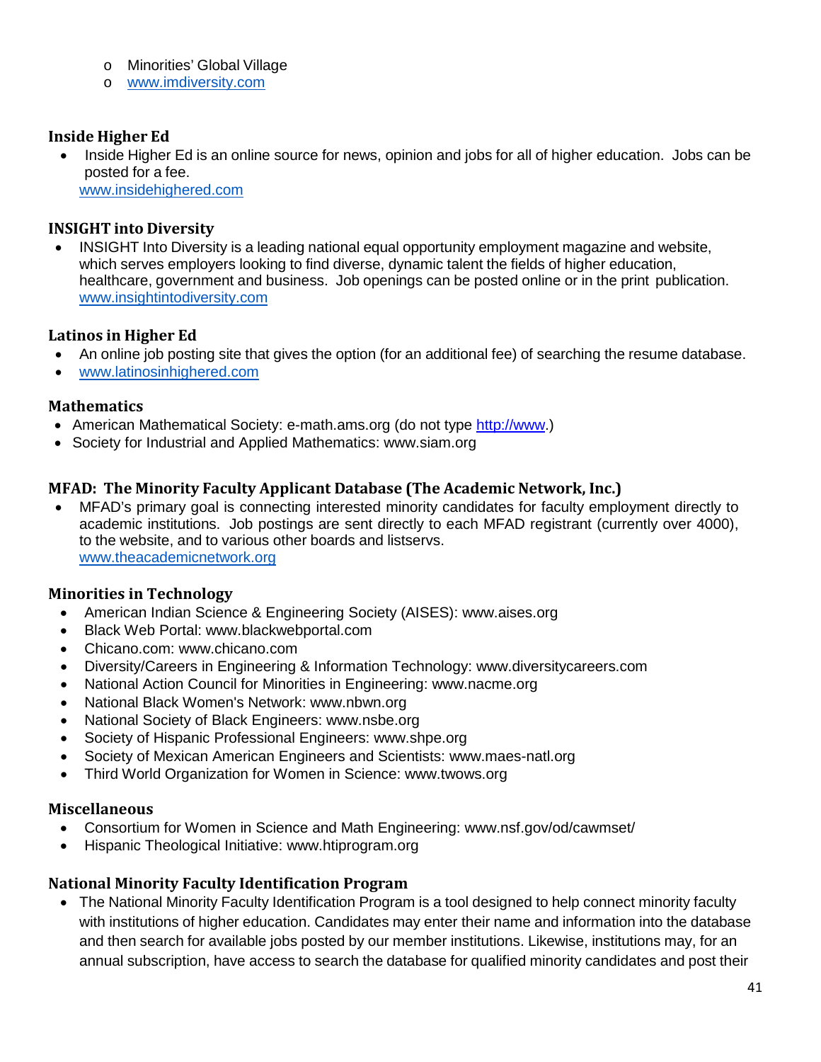- Minorities' Global Village
- www.imdiversity.com

### Inside Higher Ed

- Inside Higher Ed is an online source for news, opinion and jobs for all of higher education. Jobs can be posted for a fee.
  www.insidehighered.com

### INSIGHT into Diversity

- INSIGHT Into Diversity is a leading national equal opportunity employment magazine and website, which serves employers looking to find diverse, dynamic talent the fields of higher education, healthcare, government and business. Job openings can be posted online or in the print publication.
  www.insightintodiversity.com

### Latinos in Higher Ed

- An online job posting site that gives the option (for an additional fee) of searching the resume database.
- www.latinosinhighered.com

### Mathematics

- American Mathematical Society: e-math.ams.org (do not type http://www.)
- Society for Industrial and Applied Mathematics: www.siam.org

### MFAD: The Minority Faculty Applicant Database (The Academic Network, Inc.)

- MFAD's primary goal is connecting interested minority candidates for faculty employment directly to academic institutions. Job postings are sent directly to each MFAD registrant (currently over 4000), to the website, and to various other boards and listservs.
  www.theacademicnetwork.org

### Minorities in Technology

- American Indian Science & Engineering Society (AISES): www.aises.org
- Black Web Portal: www.blackwebportal.com
- Chicano.com: www.chicano.com
- Diversity/Careers in Engineering & Information Technology: www.diversitycareers.com
- National Action Council for Minorities in Engineering: www.nacme.org
- National Black Women's Network: www.nbwn.org
- National Society of Black Engineers: www.nsbe.org
- Society of Hispanic Professional Engineers: www.shpe.org
- Society of Mexican American Engineers and Scientists: www.maes-natl.org
- Third World Organization for Women in Science: www.twows.org

### Miscellaneous

- Consortium for Women in Science and Math Engineering: www.nsf.gov/od/cawmset/
- Hispanic Theological Initiative: www.htiprogram.org

### National Minority Faculty Identification Program

- The National Minority Faculty Identification Program is a tool designed to help connect minority faculty with institutions of higher education. Candidates may enter their name and information into the database and then search for available jobs posted by our member institutions. Likewise, institutions may, for an annual subscription, have access to search the database for qualified minority candidates and post their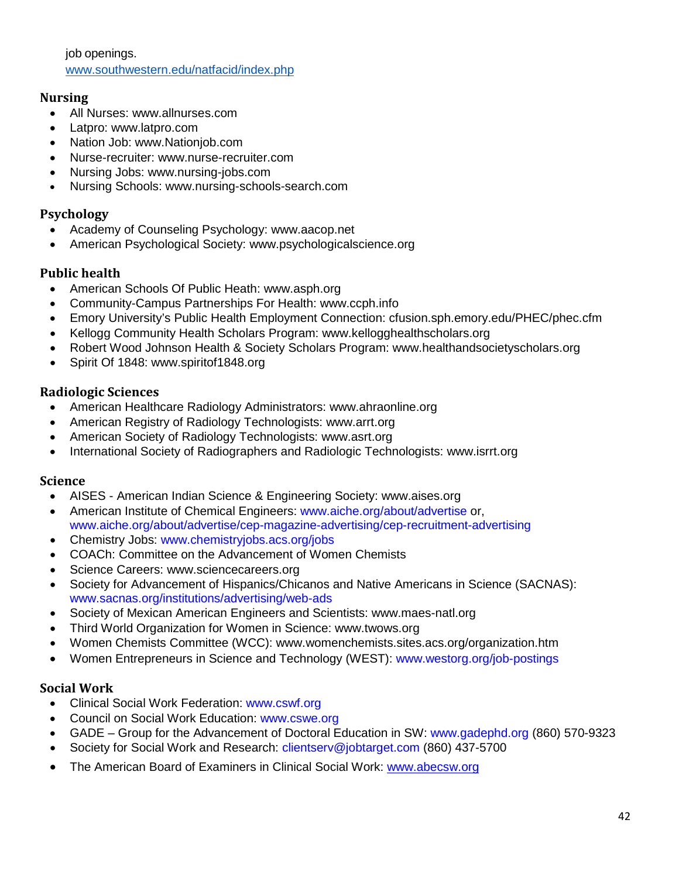job openings.
www.southwestern.edu/natfacid/index.php

### Nursing

- All Nurses: www.allnurses.com
- Latpro: www.latpro.com
- Nation Job: www.Nationjob.com
- Nurse-recruiter: www.nurse-recruiter.com
- Nursing Jobs: www.nursing-jobs.com
- Nursing Schools: www.nursing-schools-search.com

### Psychology

- Academy of Counseling Psychology: www.aacop.net
- American Psychological Society: www.psychologicalscience.org

### Public health

- American Schools Of Public Heath: www.asph.org
- Community-Campus Partnerships For Health: www.ccph.info
- Emory University's Public Health Employment Connection: cfusion.sph.emory.edu/PHEC/phec.cfm
- Kellogg Community Health Scholars Program: www.kellogghealthscholars.org
- Robert Wood Johnson Health & Society Scholars Program: www.healthandsocietyscholars.org
- Spirit Of 1848: www.spiritof1848.org

### Radiologic Sciences

- American Healthcare Radiology Administrators: www.ahraonline.org
- American Registry of Radiology Technologists: www.arrt.org
- American Society of Radiology Technologists: www.asrt.org
- International Society of Radiographers and Radiologic Technologists: www.isrrt.org

### Science

- AISES - American Indian Science & Engineering Society: www.aises.org
- American Institute of Chemical Engineers: www.aiche.org/about/advertise or, www.aiche.org/about/advertise/cep-magazine-advertising/cep-recruitment-advertising
- Chemistry Jobs: www.chemistryjobs.acs.org/jobs
- COACh: Committee on the Advancement of Women Chemists
- Science Careers: www.sciencecareers.org
- Society for Advancement of Hispanics/Chicanos and Native Americans in Science (SACNAS): www.sacnas.org/institutions/advertising/web-ads
- Society of Mexican American Engineers and Scientists: www.maes-natl.org
- Third World Organization for Women in Science: www.twows.org
- Women Chemists Committee (WCC): www.womenchemists.sites.acs.org/organization.htm
- Women Entrepreneurs in Science and Technology (WEST): www.westorg.org/job-postings

### Social Work

- Clinical Social Work Federation: www.cswf.org
- Council on Social Work Education: www.cswe.org
- GADE – Group for the Advancement of Doctoral Education in SW: www.gadephd.org (860) 570-9323
- Society for Social Work and Research: clientserv@jobtarget.com (860) 437-5700
- The American Board of Examiners in Clinical Social Work: www.abecsw.org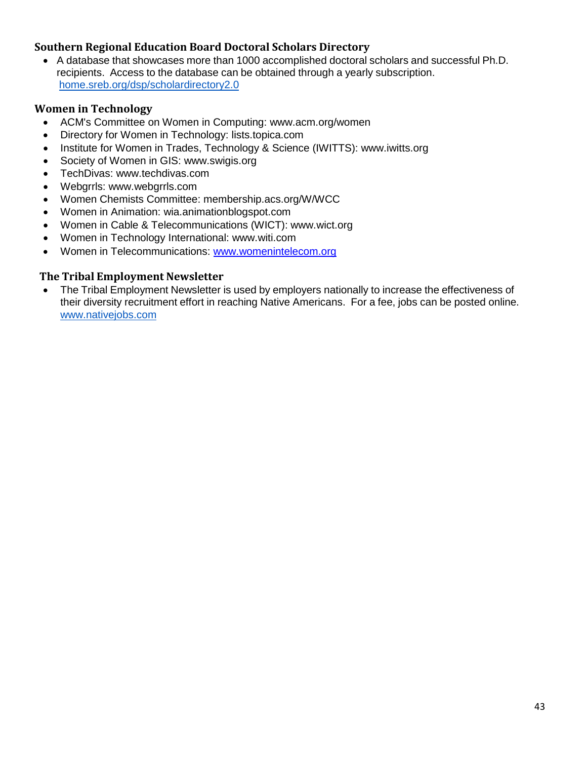### Southern Regional Education Board Doctoral Scholars Directory

- A database that showcases more than 1000 accomplished doctoral scholars and successful Ph.D. recipients. Access to the database can be obtained through a yearly subscription. home.sreb.org/dsp/scholardirectory2.0

### Women in Technology

- ACM's Committee on Women in Computing: www.acm.org/women
- Directory for Women in Technology: lists.topica.com
- Institute for Women in Trades, Technology & Science (IWITTS): www.iwitts.org
- Society of Women in GIS: www.swigis.org
- TechDivas: www.techdivas.com
- Webgrrls: www.webgrrls.com
- Women Chemists Committee: membership.acs.org/W/WCC
- Women in Animation: wia.animationblogspot.com
- Women in Cable & Telecommunications (WICT): www.wict.org
- Women in Technology International: www.witi.com
- Women in Telecommunications: www.womenintelecom.org

### The Tribal Employment Newsletter

- The Tribal Employment Newsletter is used by employers nationally to increase the effectiveness of their diversity recruitment effort in reaching Native Americans. For a fee, jobs can be posted online. www.nativejobs.com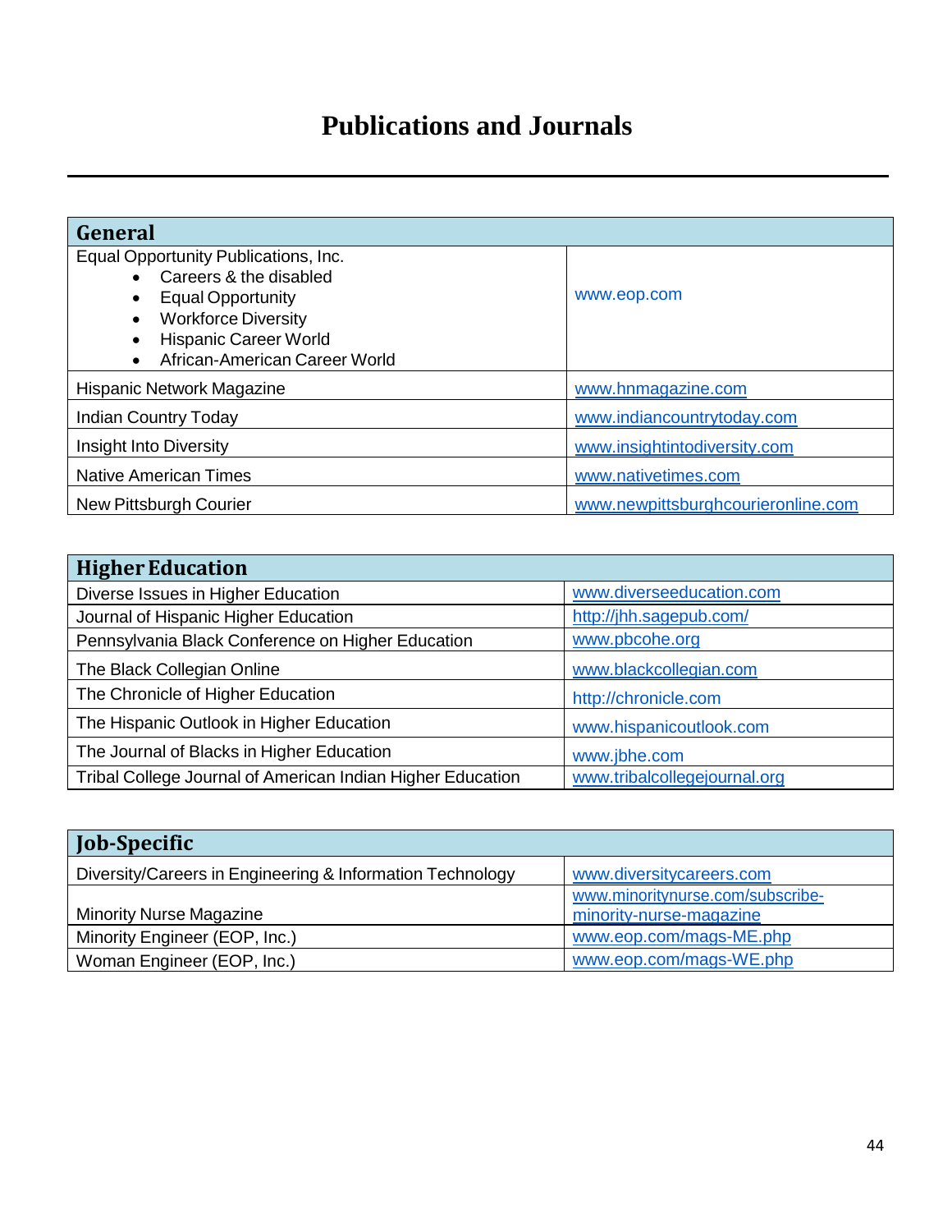# Publications and Journals

| General | |
|---|---|
| Equal Opportunity Publications, Inc.<br>• Careers & the disabled<br>• Equal Opportunity<br>• Workforce Diversity<br>• Hispanic Career World<br>• African-American Career World | www.eop.com |
| Hispanic Network Magazine | www.hnmagazine.com |
| Indian Country Today | www.indiancountrytoday.com |
| Insight Into Diversity | www.insightintodiversity.com |
| Native American Times | www.nativetimes.com |
| New Pittsburgh Courier | www.newpittsburghcourieronline.com |

| Higher Education | |
|---|---|
| Diverse Issues in Higher Education | www.diverseeducation.com |
| Journal of Hispanic Higher Education | http://jhh.sagepub.com/ |
| Pennsylvania Black Conference on Higher Education | www.pbcohe.org |
| The Black Collegian Online | www.blackcollegian.com |
| The Chronicle of Higher Education | http://chronicle.com |
| The Hispanic Outlook in Higher Education | www.hispanicoutlook.com |
| The Journal of Blacks in Higher Education | www.jbhe.com |
| Tribal College Journal of American Indian Higher Education | www.tribalcollegejournal.org |

| Job-Specific | |
|---|---|
| Diversity/Careers in Engineering & Information Technology | www.diversitycareers.com |
| Minority Nurse Magazine | www.minoritynurse.com/subscribe-minority-nurse-magazine |
| Minority Engineer (EOP, Inc.) | www.eop.com/mags-ME.php |
| Woman Engineer (EOP, Inc.) | www.eop.com/mags-WE.php |